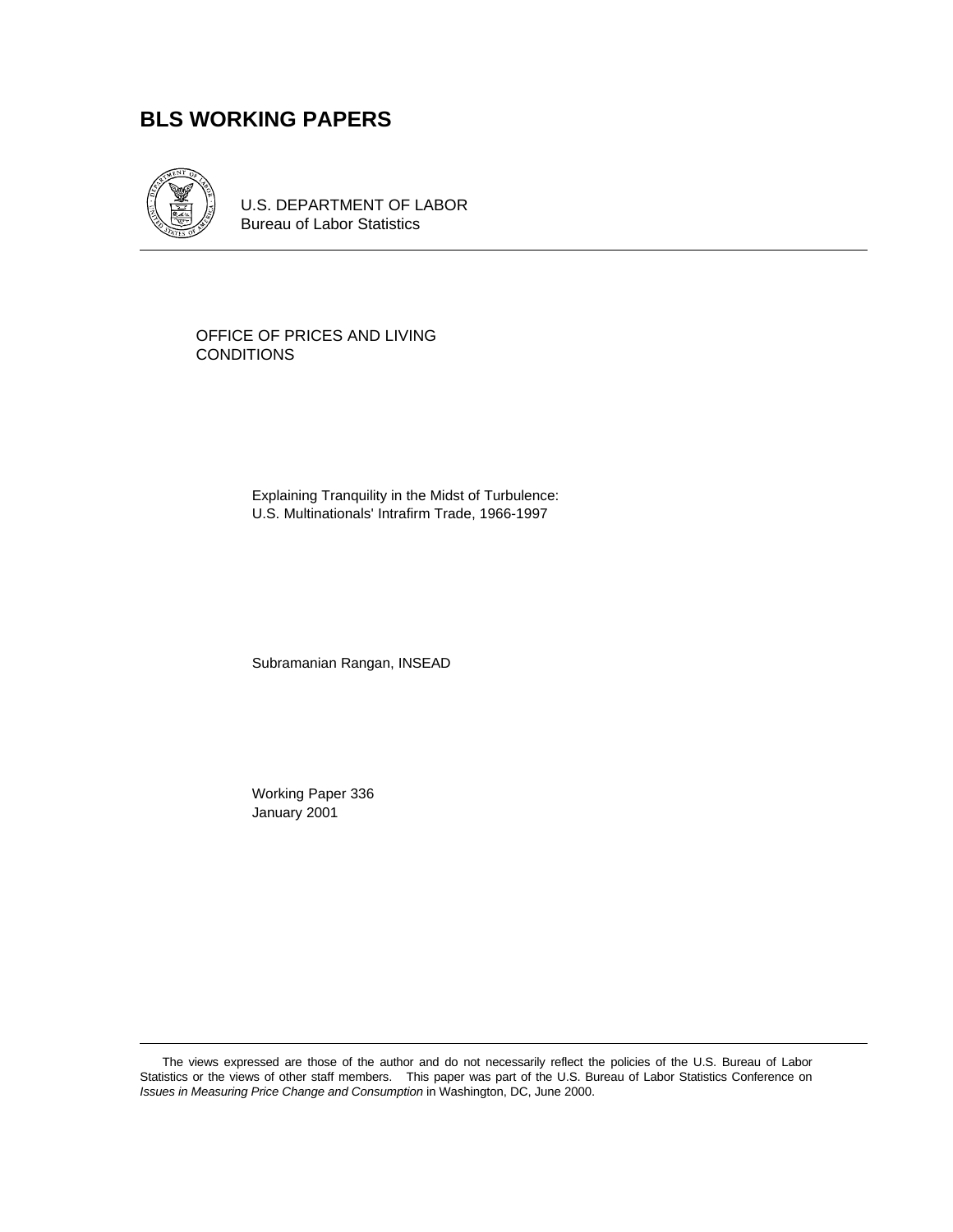# BLS WORKING PAPERS

U.S. DEPARTMENT OF LABOR
Bureau of Labor Statistics

---

OFFICE OF PRICES AND LIVING CONDITIONS

Explaining Tranquility in the Midst of Turbulence:
U.S. Multinationals' Intrafirm Trade, 1966-1997

Subramanian Rangan, INSEAD

Working Paper 336
January 2001

---

The views expressed are those of the author and do not necessarily reflect the policies of the U.S. Bureau of Labor Statistics or the views of other staff members. This paper was part of the U.S. Bureau of Labor Statistics Conference on *Issues in Measuring Price Change and Consumption* in Washington, DC, June 2000.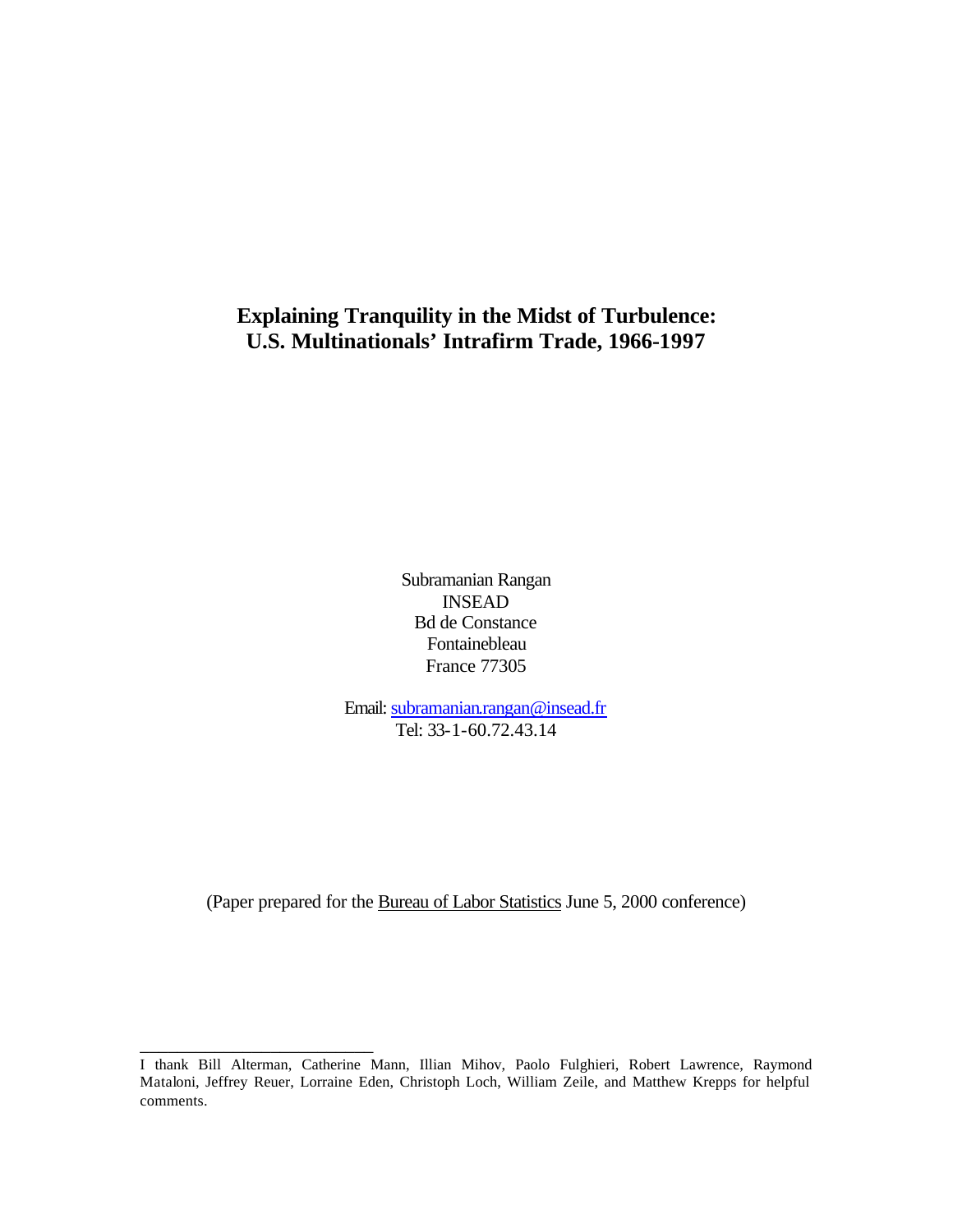# Explaining Tranquility in the Midst of Turbulence: U.S. Multinationals' Intrafirm Trade, 1966-1997

Subramanian Rangan
INSEAD
Bd de Constance
Fontainebleau
France 77305

Email: subramanian.rangan@insead.fr
Tel: 33-1-60.72.43.14

(Paper prepared for the Bureau of Labor Statistics June 5, 2000 conference)

---

I thank Bill Alterman, Catherine Mann, Illian Mihov, Paolo Fulghieri, Robert Lawrence, Raymond Mataloni, Jeffrey Reuer, Lorraine Eden, Christoph Loch, William Zeile, and Matthew Krepps for helpful comments.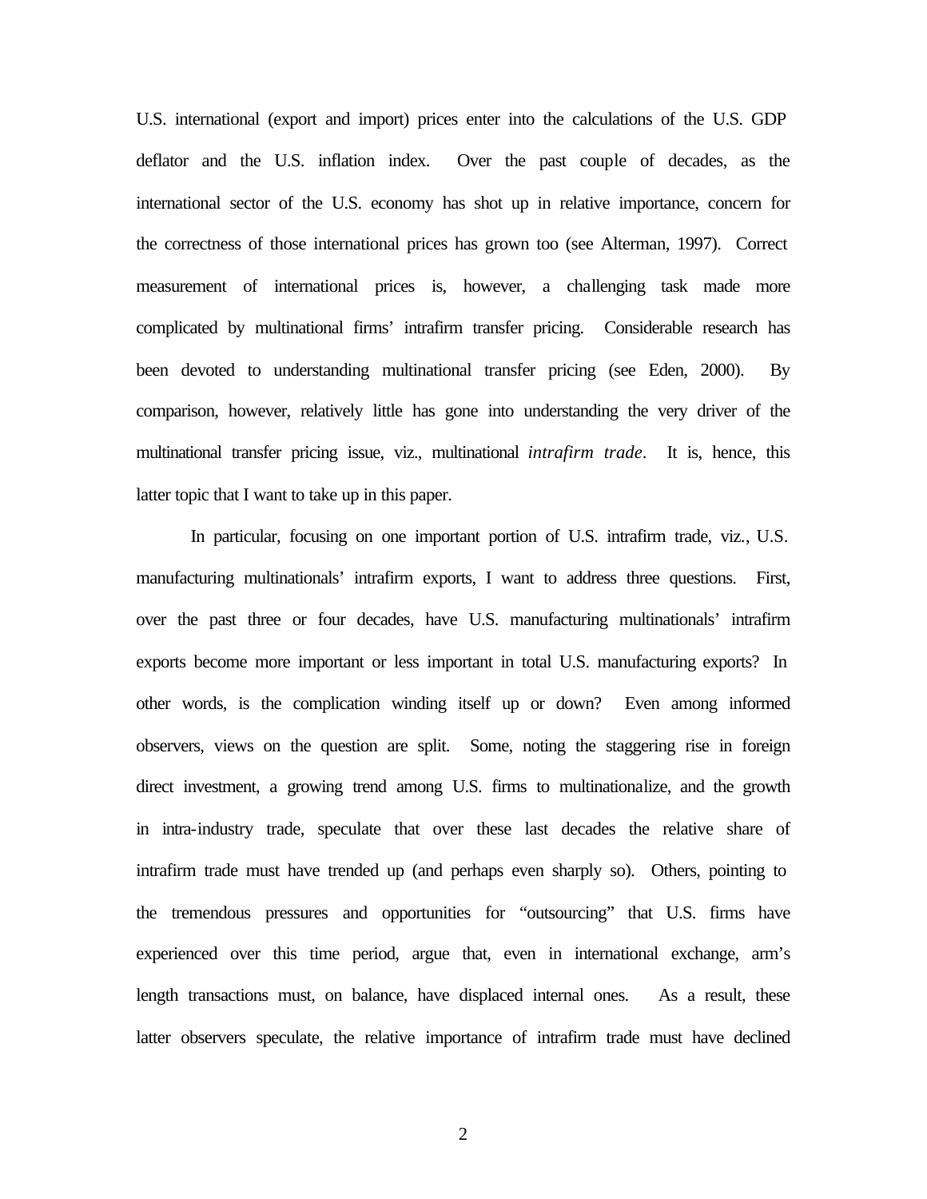U.S. international (export and import) prices enter into the calculations of the U.S. GDP deflator and the U.S. inflation index. Over the past couple of decades, as the international sector of the U.S. economy has shot up in relative importance, concern for the correctness of those international prices has grown too (see Alterman, 1997). Correct measurement of international prices is, however, a challenging task made more complicated by multinational firms' intrafirm transfer pricing. Considerable research has been devoted to understanding multinational transfer pricing (see Eden, 2000). By comparison, however, relatively little has gone into understanding the very driver of the multinational transfer pricing issue, viz., multinational *intrafirm trade*. It is, hence, this latter topic that I want to take up in this paper.

In particular, focusing on one important portion of U.S. intrafirm trade, viz., U.S. manufacturing multinationals' intrafirm exports, I want to address three questions. First, over the past three or four decades, have U.S. manufacturing multinationals' intrafirm exports become more important or less important in total U.S. manufacturing exports? In other words, is the complication winding itself up or down? Even among informed observers, views on the question are split. Some, noting the staggering rise in foreign direct investment, a growing trend among U.S. firms to multinationalize, and the growth in intra-industry trade, speculate that over these last decades the relative share of intrafirm trade must have trended up (and perhaps even sharply so). Others, pointing to the tremendous pressures and opportunities for "outsourcing" that U.S. firms have experienced over this time period, argue that, even in international exchange, arm's length transactions must, on balance, have displaced internal ones. As a result, these latter observers speculate, the relative importance of intrafirm trade must have declined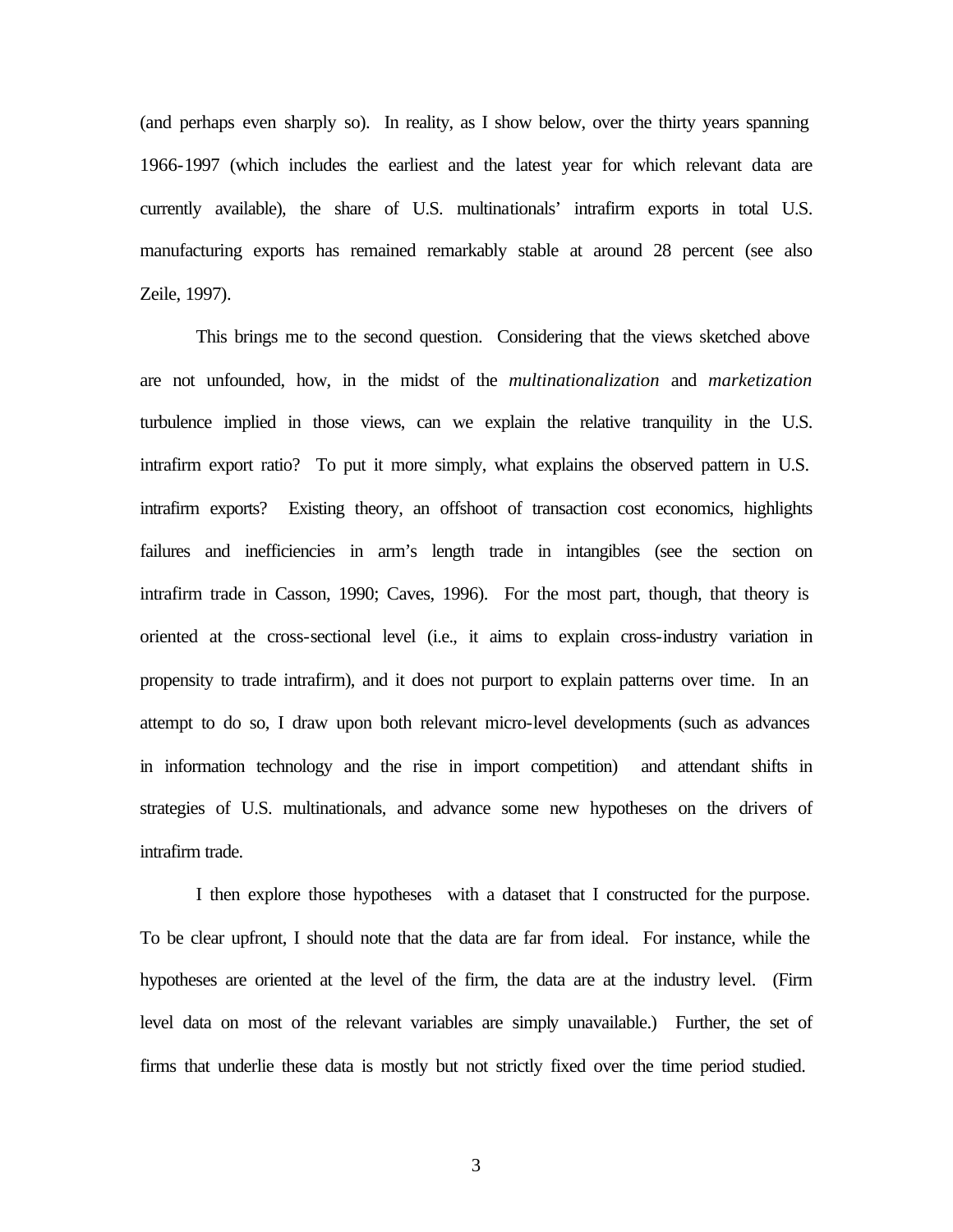(and perhaps even sharply so). In reality, as I show below, over the thirty years spanning 1966-1997 (which includes the earliest and the latest year for which relevant data are currently available), the share of U.S. multinationals' intrafirm exports in total U.S. manufacturing exports has remained remarkably stable at around 28 percent (see also Zeile, 1997).

This brings me to the second question. Considering that the views sketched above are not unfounded, how, in the midst of the *multinationalization* and *marketization* turbulence implied in those views, can we explain the relative tranquility in the U.S. intrafirm export ratio? To put it more simply, what explains the observed pattern in U.S. intrafirm exports? Existing theory, an offshoot of transaction cost economics, highlights failures and inefficiencies in arm's length trade in intangibles (see the section on intrafirm trade in Casson, 1990; Caves, 1996). For the most part, though, that theory is oriented at the cross-sectional level (i.e., it aims to explain cross-industry variation in propensity to trade intrafirm), and it does not purport to explain patterns over time. In an attempt to do so, I draw upon both relevant micro-level developments (such as advances in information technology and the rise in import competition) and attendant shifts in strategies of U.S. multinationals, and advance some new hypotheses on the drivers of intrafirm trade.

I then explore those hypotheses with a dataset that I constructed for the purpose. To be clear upfront, I should note that the data are far from ideal. For instance, while the hypotheses are oriented at the level of the firm, the data are at the industry level. (Firm level data on most of the relevant variables are simply unavailable.) Further, the set of firms that underlie these data is mostly but not strictly fixed over the time period studied.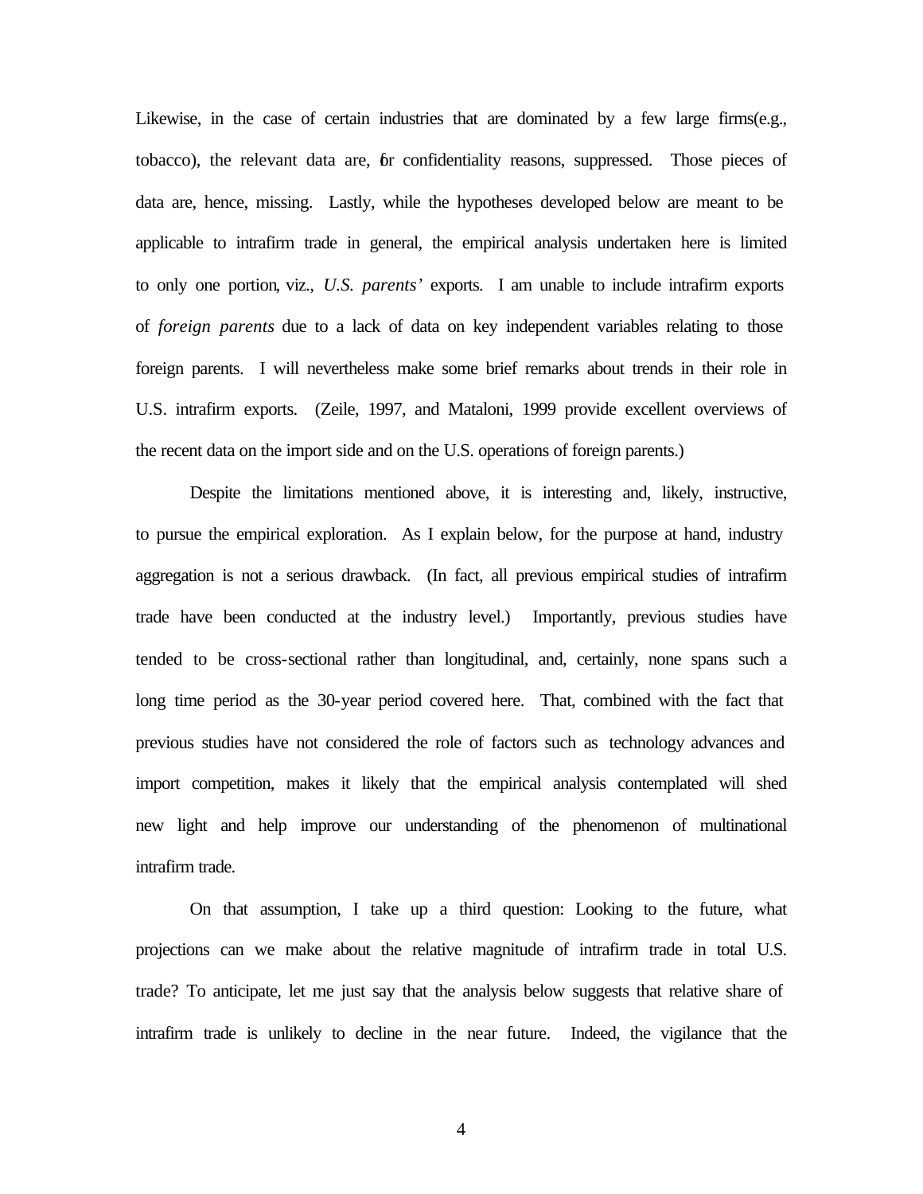Likewise, in the case of certain industries that are dominated by a few large firms(e.g., tobacco), the relevant data are, for confidentiality reasons, suppressed. Those pieces of data are, hence, missing. Lastly, while the hypotheses developed below are meant to be applicable to intrafirm trade in general, the empirical analysis undertaken here is limited to only one portion, viz., *U.S. parents'* exports. I am unable to include intrafirm exports of *foreign parents* due to a lack of data on key independent variables relating to those foreign parents. I will nevertheless make some brief remarks about trends in their role in U.S. intrafirm exports. (Zeile, 1997, and Mataloni, 1999 provide excellent overviews of the recent data on the import side and on the U.S. operations of foreign parents.)

Despite the limitations mentioned above, it is interesting and, likely, instructive, to pursue the empirical exploration. As I explain below, for the purpose at hand, industry aggregation is not a serious drawback. (In fact, all previous empirical studies of intrafirm trade have been conducted at the industry level.) Importantly, previous studies have tended to be cross-sectional rather than longitudinal, and, certainly, none spans such a long time period as the 30-year period covered here. That, combined with the fact that previous studies have not considered the role of factors such as technology advances and import competition, makes it likely that the empirical analysis contemplated will shed new light and help improve our understanding of the phenomenon of multinational intrafirm trade.

On that assumption, I take up a third question: Looking to the future, what projections can we make about the relative magnitude of intrafirm trade in total U.S. trade? To anticipate, let me just say that the analysis below suggests that relative share of intrafirm trade is unlikely to decline in the near future. Indeed, the vigilance that the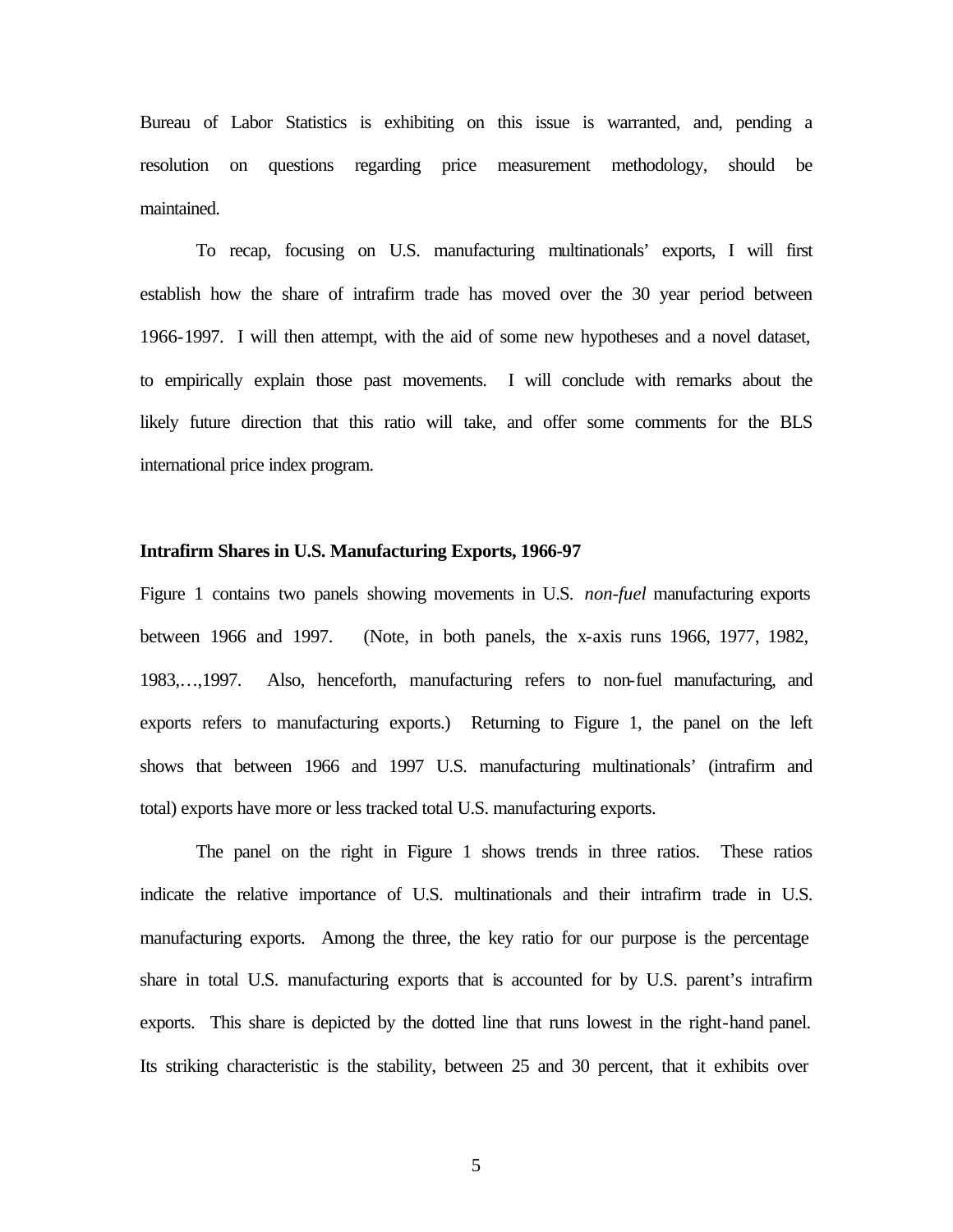Bureau of Labor Statistics is exhibiting on this issue is warranted, and, pending a resolution on questions regarding price measurement methodology, should be maintained.

To recap, focusing on U.S. manufacturing multinationals' exports, I will first establish how the share of intrafirm trade has moved over the 30 year period between 1966-1997. I will then attempt, with the aid of some new hypotheses and a novel dataset, to empirically explain those past movements. I will conclude with remarks about the likely future direction that this ratio will take, and offer some comments for the BLS international price index program.

**Intrafirm Shares in U.S. Manufacturing Exports, 1966-97**

Figure 1 contains two panels showing movements in U.S. *non-fuel* manufacturing exports between 1966 and 1997. (Note, in both panels, the x-axis runs 1966, 1977, 1982, 1983,…,1997. Also, henceforth, manufacturing refers to non-fuel manufacturing, and exports refers to manufacturing exports.) Returning to Figure 1, the panel on the left shows that between 1966 and 1997 U.S. manufacturing multinationals' (intrafirm and total) exports have more or less tracked total U.S. manufacturing exports.

The panel on the right in Figure 1 shows trends in three ratios. These ratios indicate the relative importance of U.S. multinationals and their intrafirm trade in U.S. manufacturing exports. Among the three, the key ratio for our purpose is the percentage share in total U.S. manufacturing exports that is accounted for by U.S. parent's intrafirm exports. This share is depicted by the dotted line that runs lowest in the right-hand panel. Its striking characteristic is the stability, between 25 and 30 percent, that it exhibits over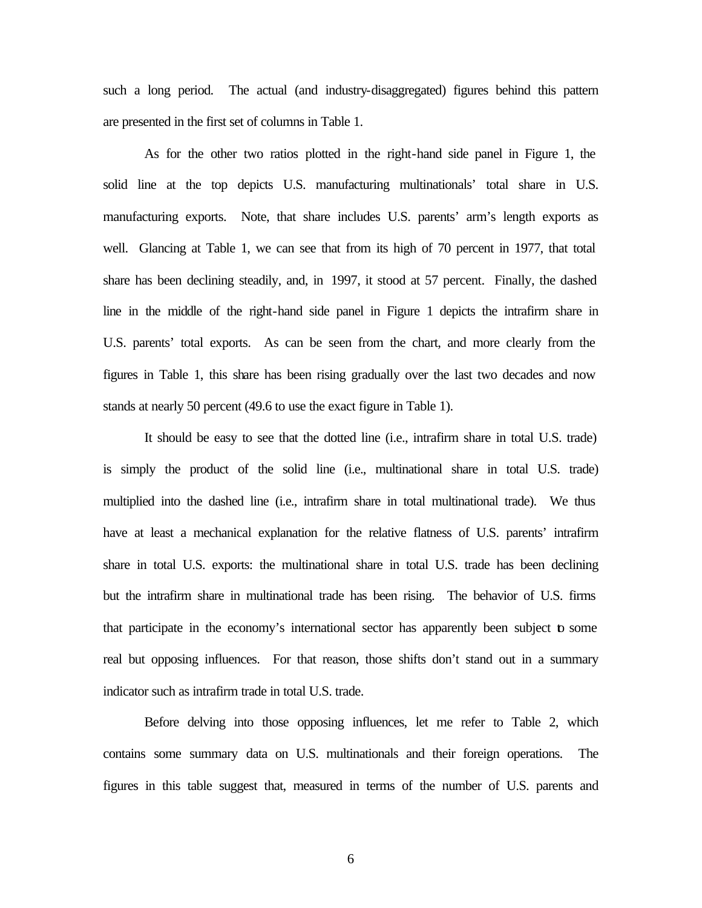such a long period. The actual (and industry-disaggregated) figures behind this pattern are presented in the first set of columns in Table 1.

As for the other two ratios plotted in the right-hand side panel in Figure 1, the solid line at the top depicts U.S. manufacturing multinationals' total share in U.S. manufacturing exports. Note, that share includes U.S. parents' arm's length exports as well. Glancing at Table 1, we can see that from its high of 70 percent in 1977, that total share has been declining steadily, and, in 1997, it stood at 57 percent. Finally, the dashed line in the middle of the right-hand side panel in Figure 1 depicts the intrafirm share in U.S. parents' total exports. As can be seen from the chart, and more clearly from the figures in Table 1, this share has been rising gradually over the last two decades and now stands at nearly 50 percent (49.6 to use the exact figure in Table 1).

It should be easy to see that the dotted line (i.e., intrafirm share in total U.S. trade) is simply the product of the solid line (i.e., multinational share in total U.S. trade) multiplied into the dashed line (i.e., intrafirm share in total multinational trade). We thus have at least a mechanical explanation for the relative flatness of U.S. parents' intrafirm share in total U.S. exports: the multinational share in total U.S. trade has been declining but the intrafirm share in multinational trade has been rising. The behavior of U.S. firms that participate in the economy's international sector has apparently been subject to some real but opposing influences. For that reason, those shifts don't stand out in a summary indicator such as intrafirm trade in total U.S. trade.

Before delving into those opposing influences, let me refer to Table 2, which contains some summary data on U.S. multinationals and their foreign operations. The figures in this table suggest that, measured in terms of the number of U.S. parents and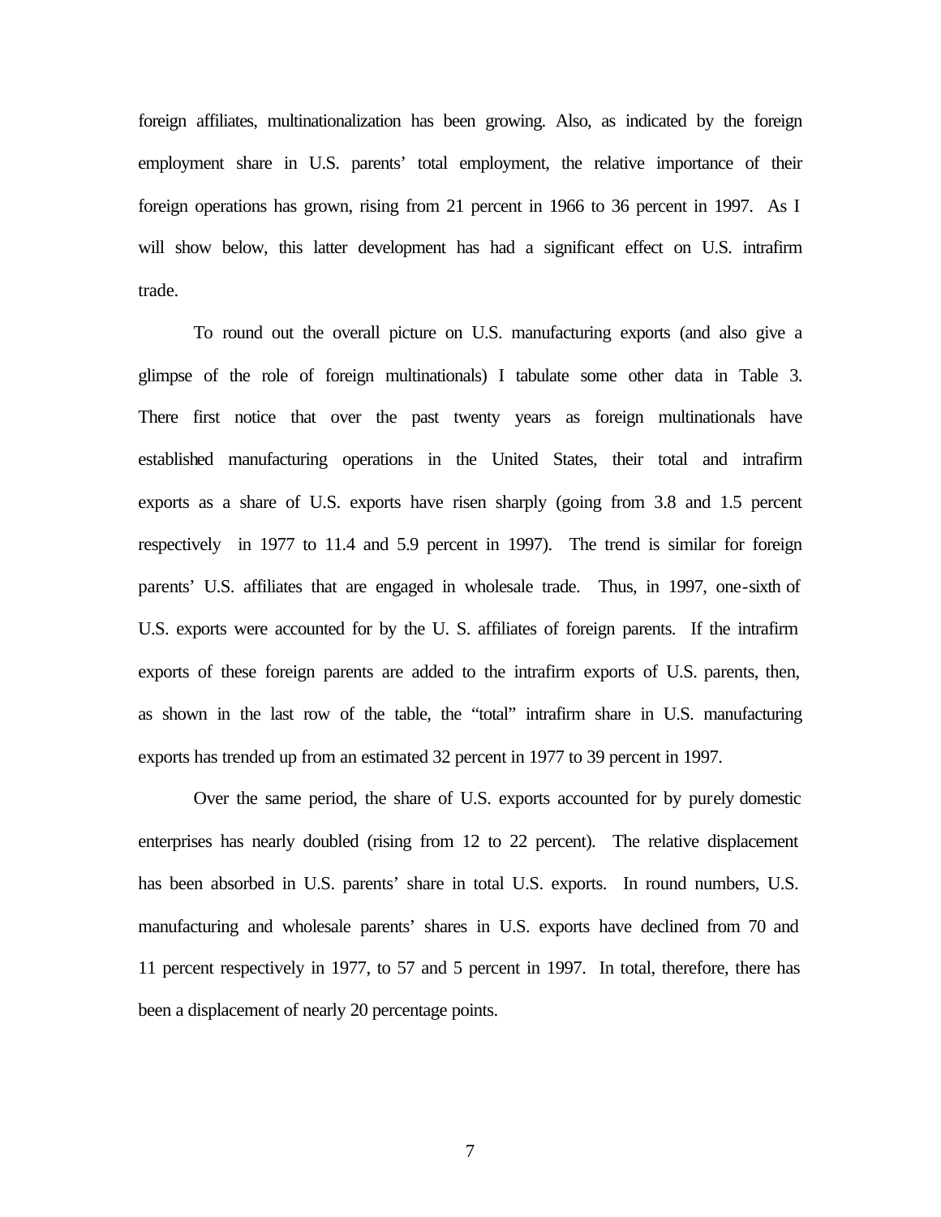foreign affiliates, multinationalization has been growing. Also, as indicated by the foreign employment share in U.S. parents' total employment, the relative importance of their foreign operations has grown, rising from 21 percent in 1966 to 36 percent in 1997. As I will show below, this latter development has had a significant effect on U.S. intrafirm trade.

To round out the overall picture on U.S. manufacturing exports (and also give a glimpse of the role of foreign multinationals) I tabulate some other data in Table 3. There first notice that over the past twenty years as foreign multinationals have established manufacturing operations in the United States, their total and intrafirm exports as a share of U.S. exports have risen sharply (going from 3.8 and 1.5 percent respectively in 1977 to 11.4 and 5.9 percent in 1997). The trend is similar for foreign parents' U.S. affiliates that are engaged in wholesale trade. Thus, in 1997, one-sixth of U.S. exports were accounted for by the U. S. affiliates of foreign parents. If the intrafirm exports of these foreign parents are added to the intrafirm exports of U.S. parents, then, as shown in the last row of the table, the "total" intrafirm share in U.S. manufacturing exports has trended up from an estimated 32 percent in 1977 to 39 percent in 1997.

Over the same period, the share of U.S. exports accounted for by purely domestic enterprises has nearly doubled (rising from 12 to 22 percent). The relative displacement has been absorbed in U.S. parents' share in total U.S. exports. In round numbers, U.S. manufacturing and wholesale parents' shares in U.S. exports have declined from 70 and 11 percent respectively in 1977, to 57 and 5 percent in 1997. In total, therefore, there has been a displacement of nearly 20 percentage points.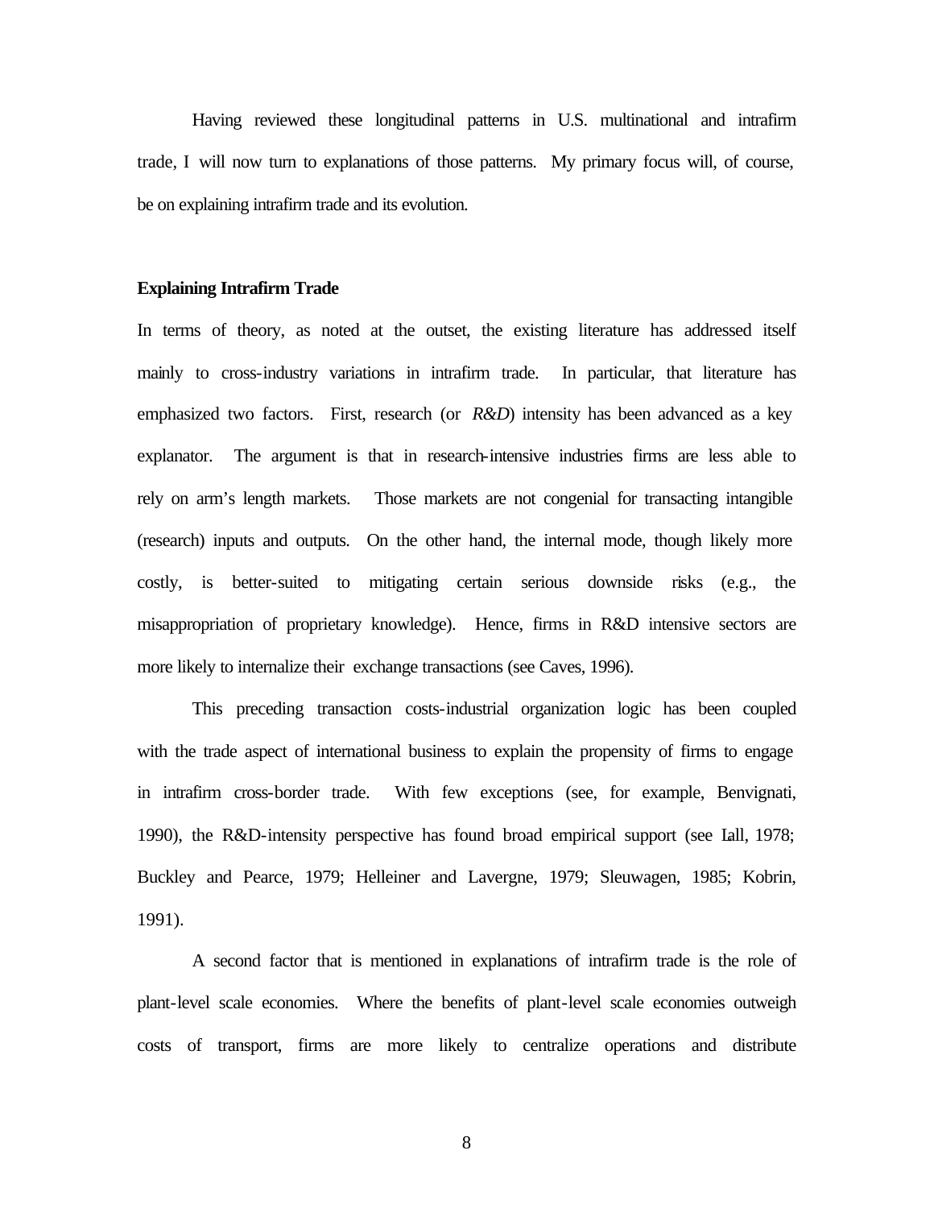Having reviewed these longitudinal patterns in U.S. multinational and intrafirm trade, I will now turn to explanations of those patterns. My primary focus will, of course, be on explaining intrafirm trade and its evolution.

**Explaining Intrafirm Trade**

In terms of theory, as noted at the outset, the existing literature has addressed itself mainly to cross-industry variations in intrafirm trade. In particular, that literature has emphasized two factors. First, research (or *R&D*) intensity has been advanced as a key explanator. The argument is that in research-intensive industries firms are less able to rely on arm's length markets. Those markets are not congenial for transacting intangible (research) inputs and outputs. On the other hand, the internal mode, though likely more costly, is better-suited to mitigating certain serious downside risks (e.g., the misappropriation of proprietary knowledge). Hence, firms in R&D intensive sectors are more likely to internalize their exchange transactions (see Caves, 1996).

This preceding transaction costs-industrial organization logic has been coupled with the trade aspect of international business to explain the propensity of firms to engage in intrafirm cross-border trade. With few exceptions (see, for example, Benvignati, 1990), the R&D-intensity perspective has found broad empirical support (see Lall, 1978; Buckley and Pearce, 1979; Helleiner and Lavergne, 1979; Sleuwagen, 1985; Kobrin, 1991).

A second factor that is mentioned in explanations of intrafirm trade is the role of plant-level scale economies. Where the benefits of plant-level scale economies outweigh costs of transport, firms are more likely to centralize operations and distribute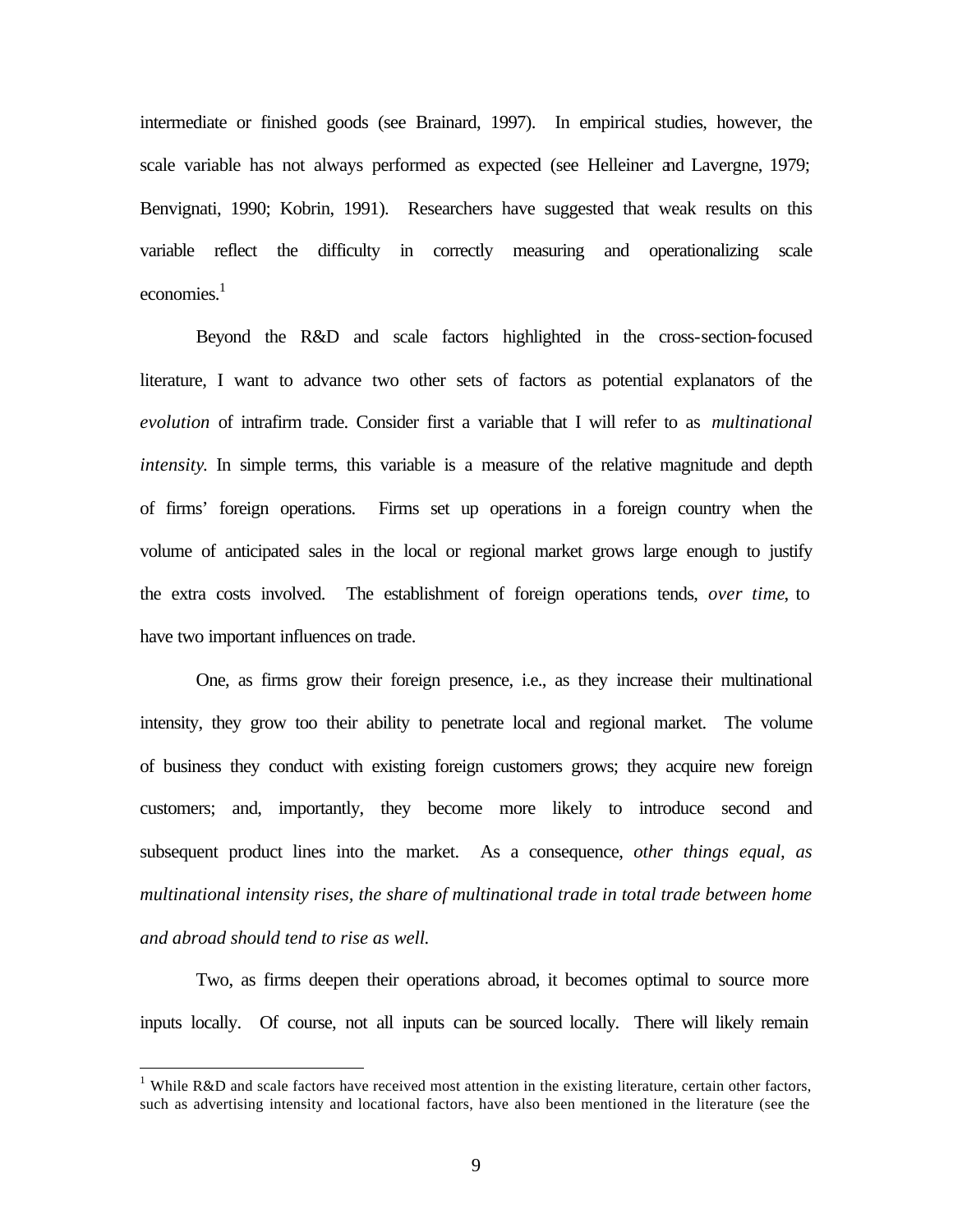intermediate or finished goods (see Brainard, 1997). In empirical studies, however, the scale variable has not always performed as expected (see Helleiner and Lavergne, 1979; Benvignati, 1990; Kobrin, 1991). Researchers have suggested that weak results on this variable reflect the difficulty in correctly measuring and operationalizing scale economies.[1]

Beyond the R&D and scale factors highlighted in the cross-section-focused literature, I want to advance two other sets of factors as potential explanators of the *evolution* of intrafirm trade. Consider first a variable that I will refer to as *multinational intensity*. In simple terms, this variable is a measure of the relative magnitude and depth of firms' foreign operations. Firms set up operations in a foreign country when the volume of anticipated sales in the local or regional market grows large enough to justify the extra costs involved. The establishment of foreign operations tends, *over time*, to have two important influences on trade.

One, as firms grow their foreign presence, i.e., as they increase their multinational intensity, they grow too their ability to penetrate local and regional market. The volume of business they conduct with existing foreign customers grows; they acquire new foreign customers; and, importantly, they become more likely to introduce second and subsequent product lines into the market. As a consequence, *other things equal, as multinational intensity rises, the share of multinational trade in total trade between home and abroad should tend to rise as well.*

Two, as firms deepen their operations abroad, it becomes optimal to source more inputs locally. Of course, not all inputs can be sourced locally. There will likely remain

[1] While R&D and scale factors have received most attention in the existing literature, certain other factors, such as advertising intensity and locational factors, have also been mentioned in the literature (see the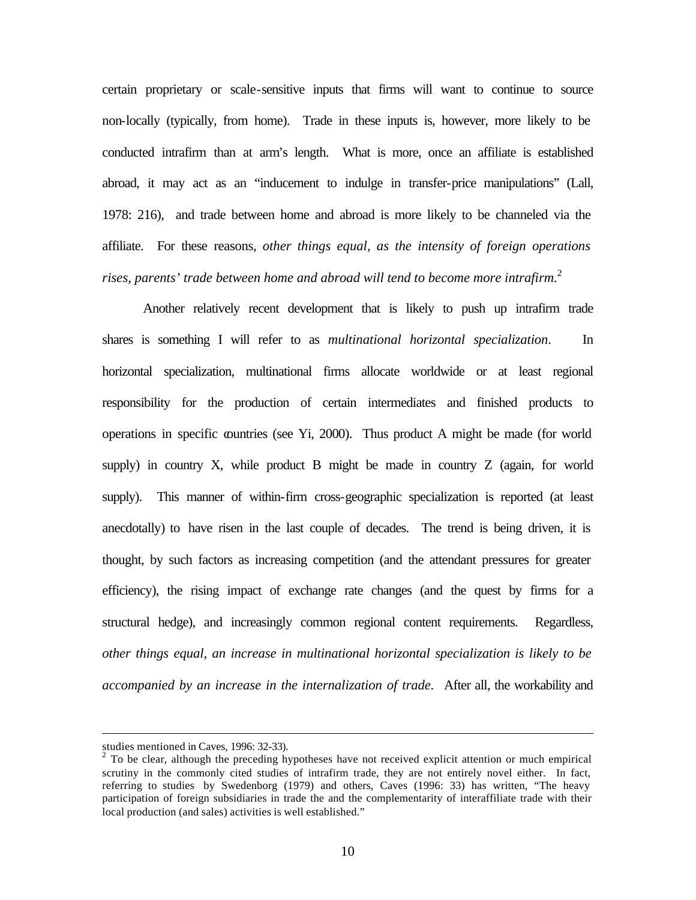certain proprietary or scale-sensitive inputs that firms will want to continue to source non-locally (typically, from home). Trade in these inputs is, however, more likely to be conducted intrafirm than at arm's length. What is more, once an affiliate is established abroad, it may act as an "inducement to indulge in transfer-price manipulations" (Lall, 1978: 216), and trade between home and abroad is more likely to be channeled via the affiliate. For these reasons, *other things equal, as the intensity of foreign operations rises, parents' trade between home and abroad will tend to become more intrafirm.*[2]

Another relatively recent development that is likely to push up intrafirm trade shares is something I will refer to as *multinational horizontal specialization*. In horizontal specialization, multinational firms allocate worldwide or at least regional responsibility for the production of certain intermediates and finished products to operations in specific countries (see Yi, 2000). Thus product A might be made (for world supply) in country X, while product B might be made in country Z (again, for world supply). This manner of within-firm cross-geographic specialization is reported (at least anecdotally) to have risen in the last couple of decades. The trend is being driven, it is thought, by such factors as increasing competition (and the attendant pressures for greater efficiency), the rising impact of exchange rate changes (and the quest by firms for a structural hedge), and increasingly common regional content requirements. Regardless, *other things equal, an increase in multinational horizontal specialization is likely to be accompanied by an increase in the internalization of trade.* After all, the workability and

---

studies mentioned in Caves, 1996: 32-33).

[2] To be clear, although the preceding hypotheses have not received explicit attention or much empirical scrutiny in the commonly cited studies of intrafirm trade, they are not entirely novel either. In fact, referring to studies by Swedenborg (1979) and others, Caves (1996: 33) has written, "The heavy participation of foreign subsidiaries in trade the and the complementarity of interaffiliate trade with their local production (and sales) activities is well established."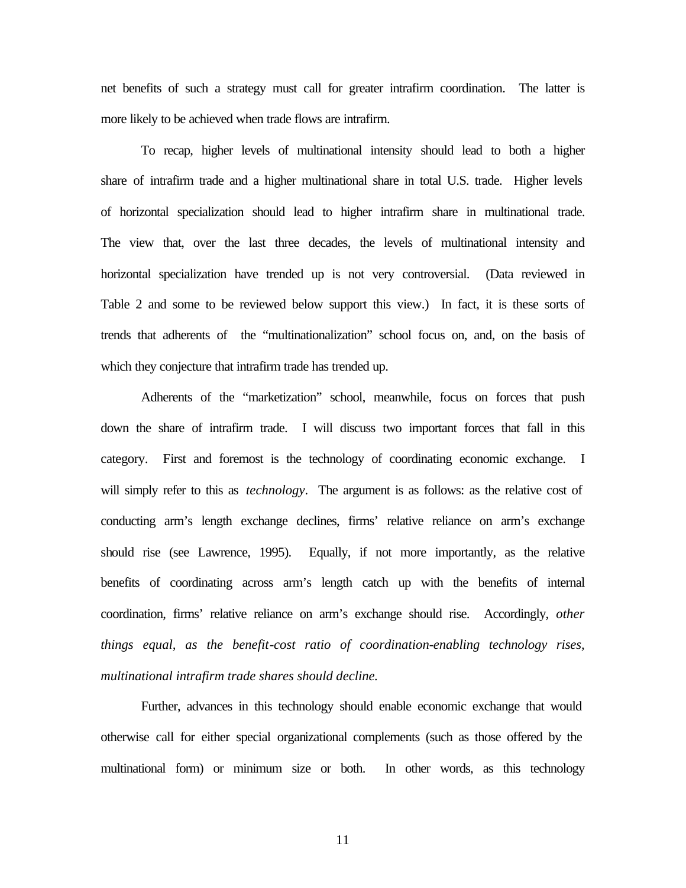net benefits of such a strategy must call for greater intrafirm coordination. The latter is more likely to be achieved when trade flows are intrafirm.

To recap, higher levels of multinational intensity should lead to both a higher share of intrafirm trade and a higher multinational share in total U.S. trade. Higher levels of horizontal specialization should lead to higher intrafirm share in multinational trade. The view that, over the last three decades, the levels of multinational intensity and horizontal specialization have trended up is not very controversial. (Data reviewed in Table 2 and some to be reviewed below support this view.) In fact, it is these sorts of trends that adherents of the "multinationalization" school focus on, and, on the basis of which they conjecture that intrafirm trade has trended up.

Adherents of the "marketization" school, meanwhile, focus on forces that push down the share of intrafirm trade. I will discuss two important forces that fall in this category. First and foremost is the technology of coordinating economic exchange. I will simply refer to this as *technology*. The argument is as follows: as the relative cost of conducting arm's length exchange declines, firms' relative reliance on arm's exchange should rise (see Lawrence, 1995). Equally, if not more importantly, as the relative benefits of coordinating across arm's length catch up with the benefits of internal coordination, firms' relative reliance on arm's exchange should rise. Accordingly, *other things equal, as the benefit-cost ratio of coordination-enabling technology rises, multinational intrafirm trade shares should decline.*

Further, advances in this technology should enable economic exchange that would otherwise call for either special organizational complements (such as those offered by the multinational form) or minimum size or both. In other words, as this technology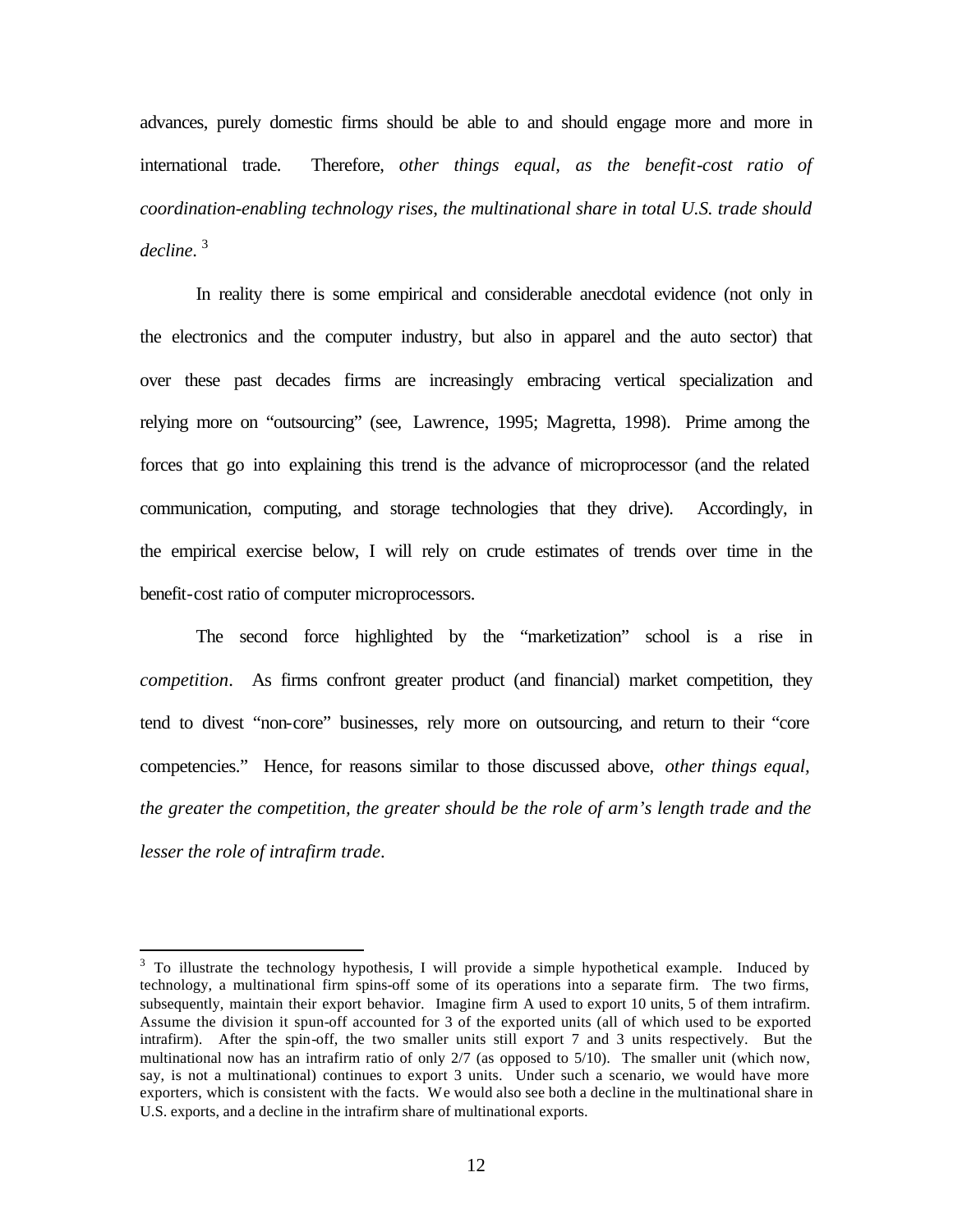advances, purely domestic firms should be able to and should engage more and more in international trade. Therefore, *other things equal, as the benefit-cost ratio of coordination-enabling technology rises, the multinational share in total U.S. trade should decline.* [3]

In reality there is some empirical and considerable anecdotal evidence (not only in the electronics and the computer industry, but also in apparel and the auto sector) that over these past decades firms are increasingly embracing vertical specialization and relying more on "outsourcing" (see, Lawrence, 1995; Magretta, 1998). Prime among the forces that go into explaining this trend is the advance of microprocessor (and the related communication, computing, and storage technologies that they drive). Accordingly, in the empirical exercise below, I will rely on crude estimates of trends over time in the benefit-cost ratio of computer microprocessors.

The second force highlighted by the "marketization" school is a rise in *competition*. As firms confront greater product (and financial) market competition, they tend to divest "non-core" businesses, rely more on outsourcing, and return to their "core competencies." Hence, for reasons similar to those discussed above, *other things equal, the greater the competition, the greater should be the role of arm's length trade and the lesser the role of intrafirm trade.*

---

[3] To illustrate the technology hypothesis, I will provide a simple hypothetical example. Induced by technology, a multinational firm spins-off some of its operations into a separate firm. The two firms, subsequently, maintain their export behavior. Imagine firm A used to export 10 units, 5 of them intrafirm. Assume the division it spun-off accounted for 3 of the exported units (all of which used to be exported intrafirm). After the spin-off, the two smaller units still export 7 and 3 units respectively. But the multinational now has an intrafirm ratio of only 2/7 (as opposed to 5/10). The smaller unit (which now, say, is not a multinational) continues to export 3 units. Under such a scenario, we would have more exporters, which is consistent with the facts. We would also see both a decline in the multinational share in U.S. exports, and a decline in the intrafirm share of multinational exports.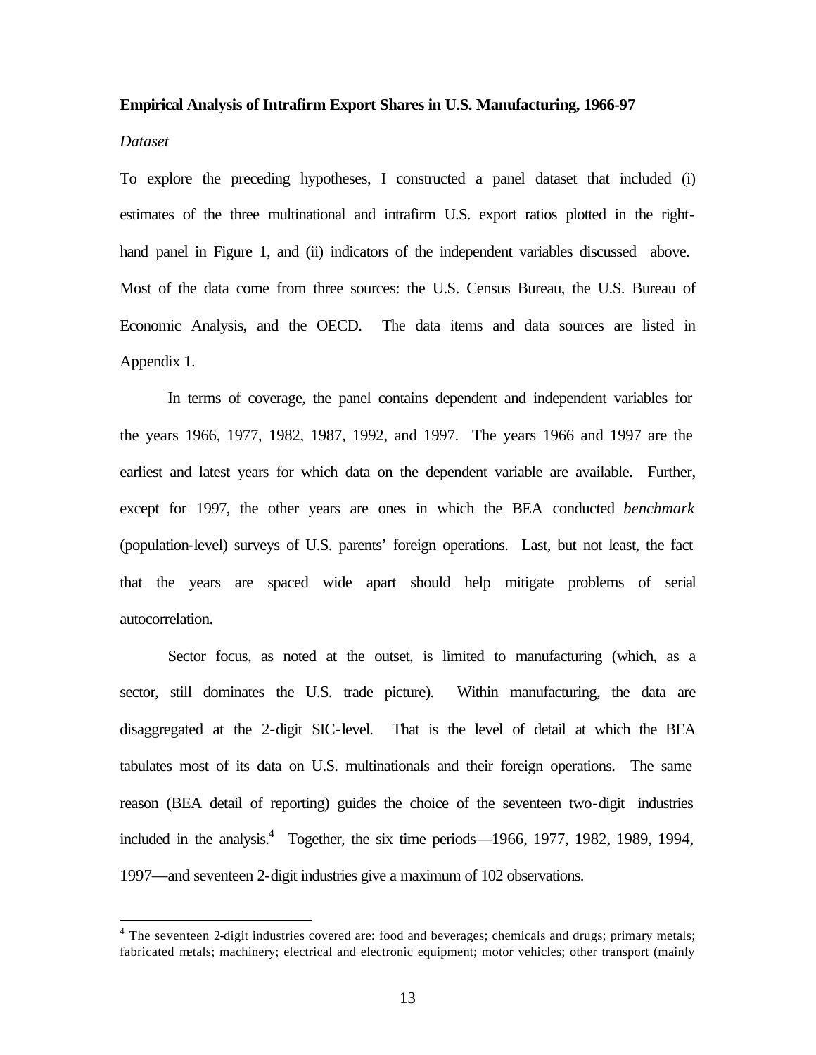**Empirical Analysis of Intrafirm Export Shares in U.S. Manufacturing, 1966-97**

*Dataset*

To explore the preceding hypotheses, I constructed a panel dataset that included (i) estimates of the three multinational and intrafirm U.S. export ratios plotted in the right-hand panel in Figure 1, and (ii) indicators of the independent variables discussed above. Most of the data come from three sources: the U.S. Census Bureau, the U.S. Bureau of Economic Analysis, and the OECD. The data items and data sources are listed in Appendix 1.

In terms of coverage, the panel contains dependent and independent variables for the years 1966, 1977, 1982, 1987, 1992, and 1997. The years 1966 and 1997 are the earliest and latest years for which data on the dependent variable are available. Further, except for 1997, the other years are ones in which the BEA conducted *benchmark* (population-level) surveys of U.S. parents' foreign operations. Last, but not least, the fact that the years are spaced wide apart should help mitigate problems of serial autocorrelation.

Sector focus, as noted at the outset, is limited to manufacturing (which, as a sector, still dominates the U.S. trade picture). Within manufacturing, the data are disaggregated at the 2-digit SIC-level. That is the level of detail at which the BEA tabulates most of its data on U.S. multinationals and their foreign operations. The same reason (BEA detail of reporting) guides the choice of the seventeen two-digit industries included in the analysis.[4] Together, the six time periods—1966, 1977, 1982, 1989, 1994, 1997—and seventeen 2-digit industries give a maximum of 102 observations.

[4] The seventeen 2-digit industries covered are: food and beverages; chemicals and drugs; primary metals; fabricated metals; machinery; electrical and electronic equipment; motor vehicles; other transport (mainly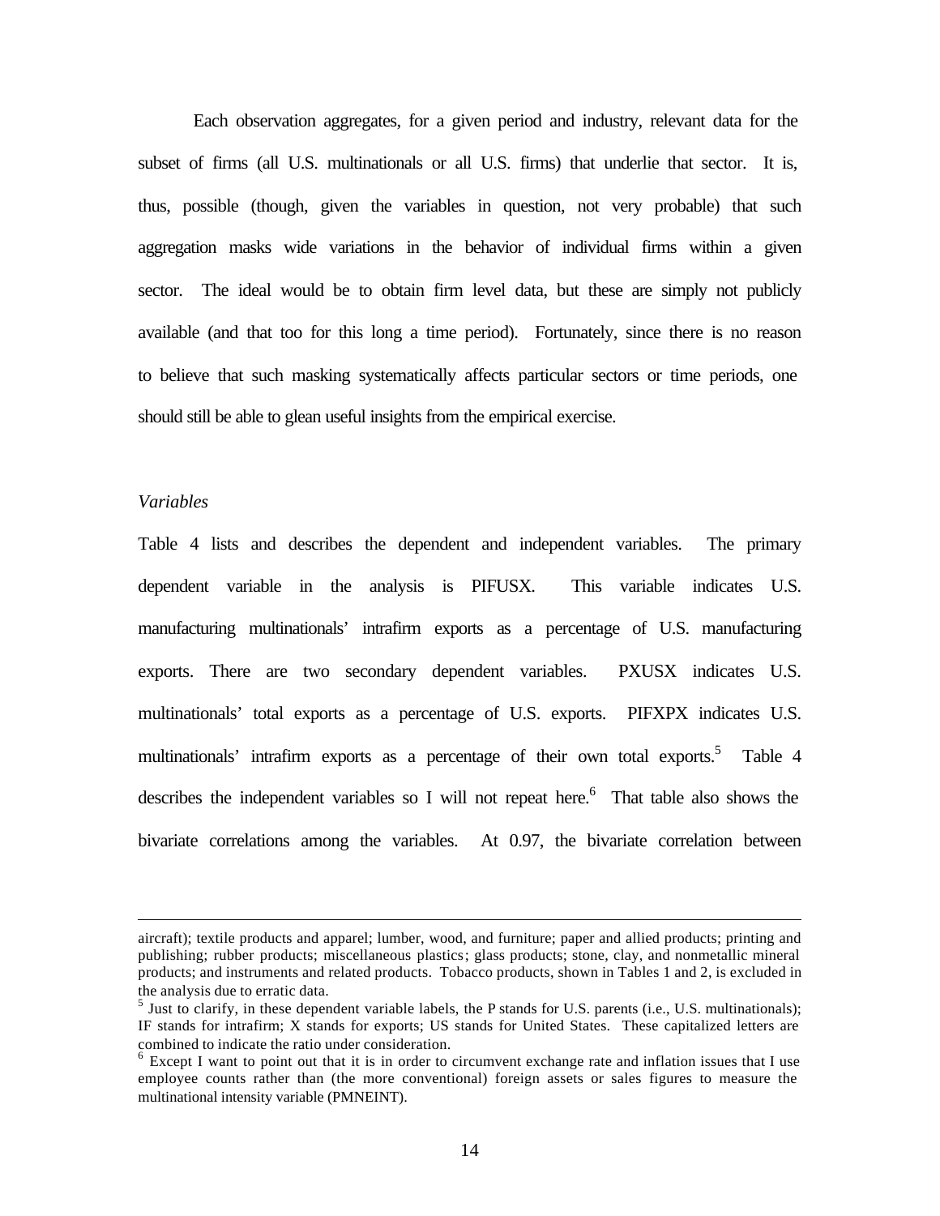Each observation aggregates, for a given period and industry, relevant data for the subset of firms (all U.S. multinationals or all U.S. firms) that underlie that sector. It is, thus, possible (though, given the variables in question, not very probable) that such aggregation masks wide variations in the behavior of individual firms within a given sector. The ideal would be to obtain firm level data, but these are simply not publicly available (and that too for this long a time period). Fortunately, since there is no reason to believe that such masking systematically affects particular sectors or time periods, one should still be able to glean useful insights from the empirical exercise.

*Variables*

Table 4 lists and describes the dependent and independent variables. The primary dependent variable in the analysis is PIFUSX. This variable indicates U.S. manufacturing multinationals' intrafirm exports as a percentage of U.S. manufacturing exports. There are two secondary dependent variables. PXUSX indicates U.S. multinationals' total exports as a percentage of U.S. exports. PIFXPX indicates U.S. multinationals' intrafirm exports as a percentage of their own total exports.[5] Table 4 describes the independent variables so I will not repeat here.[6] That table also shows the bivariate correlations among the variables. At 0.97, the bivariate correlation between

---

aircraft); textile products and apparel; lumber, wood, and furniture; paper and allied products; printing and publishing; rubber products; miscellaneous plastics; glass products; stone, clay, and nonmetallic mineral products; and instruments and related products. Tobacco products, shown in Tables 1 and 2, is excluded in the analysis due to erratic data.

[5] Just to clarify, in these dependent variable labels, the P stands for U.S. parents (i.e., U.S. multinationals); IF stands for intrafirm; X stands for exports; US stands for United States. These capitalized letters are combined to indicate the ratio under consideration.

[6] Except I want to point out that it is in order to circumvent exchange rate and inflation issues that I use employee counts rather than (the more conventional) foreign assets or sales figures to measure the multinational intensity variable (PMNEINT).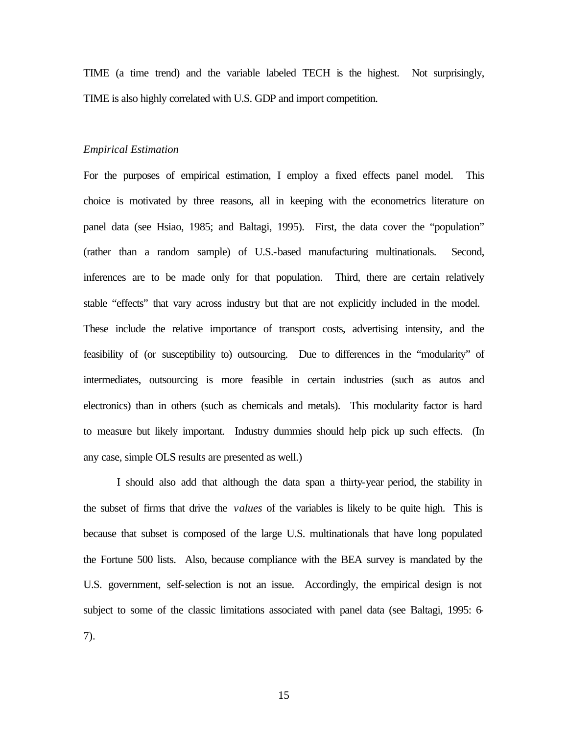TIME (a time trend) and the variable labeled TECH is the highest. Not surprisingly, TIME is also highly correlated with U.S. GDP and import competition.

*Empirical Estimation*

For the purposes of empirical estimation, I employ a fixed effects panel model. This choice is motivated by three reasons, all in keeping with the econometrics literature on panel data (see Hsiao, 1985; and Baltagi, 1995). First, the data cover the "population" (rather than a random sample) of U.S.-based manufacturing multinationals. Second, inferences are to be made only for that population. Third, there are certain relatively stable "effects" that vary across industry but that are not explicitly included in the model. These include the relative importance of transport costs, advertising intensity, and the feasibility of (or susceptibility to) outsourcing. Due to differences in the "modularity" of intermediates, outsourcing is more feasible in certain industries (such as autos and electronics) than in others (such as chemicals and metals). This modularity factor is hard to measure but likely important. Industry dummies should help pick up such effects. (In any case, simple OLS results are presented as well.)

I should also add that although the data span a thirty-year period, the stability in the subset of firms that drive the *values* of the variables is likely to be quite high. This is because that subset is composed of the large U.S. multinationals that have long populated the Fortune 500 lists. Also, because compliance with the BEA survey is mandated by the U.S. government, self-selection is not an issue. Accordingly, the empirical design is not subject to some of the classic limitations associated with panel data (see Baltagi, 1995: 6-7).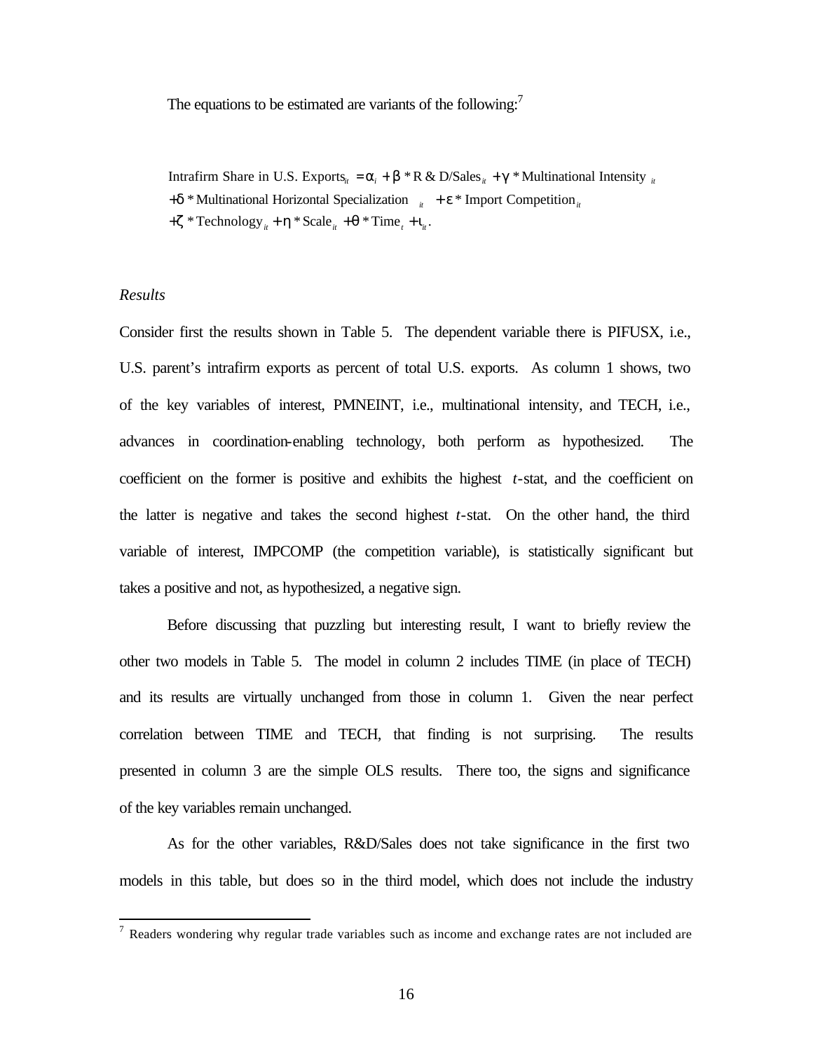The equations to be estimated are variants of the following:[7]

$$
\begin{aligned}
&\text{Intrafirm Share in U.S. Exports}_{it} = \alpha_i + \beta * \text{R \& D/Sales}_{it} + \gamma * \text{Multinational Intensity}_{it} \\
&+ \delta * \text{Multinational Horizontal Specialization}_{it} + \varepsilon * \text{Import Competition}_{it} \\
&+ \zeta * \text{Technology}_{it} + \eta * \text{Scale}_{it} + \theta * \text{Time}_t + \iota_{it}.
\end{aligned}
$$

*Results*

Consider first the results shown in Table 5. The dependent variable there is PIFUSX, i.e., U.S. parent's intrafirm exports as percent of total U.S. exports. As column 1 shows, two of the key variables of interest, PMNEINT, i.e., multinational intensity, and TECH, i.e., advances in coordination-enabling technology, both perform as hypothesized. The coefficient on the former is positive and exhibits the highest *t*-stat, and the coefficient on the latter is negative and takes the second highest *t*-stat. On the other hand, the third variable of interest, IMPCOMP (the competition variable), is statistically significant but takes a positive and not, as hypothesized, a negative sign.

Before discussing that puzzling but interesting result, I want to briefly review the other two models in Table 5. The model in column 2 includes TIME (in place of TECH) and its results are virtually unchanged from those in column 1. Given the near perfect correlation between TIME and TECH, that finding is not surprising. The results presented in column 3 are the simple OLS results. There too, the signs and significance of the key variables remain unchanged.

As for the other variables, R&D/Sales does not take significance in the first two models in this table, but does so in the third model, which does not include the industry

[7] Readers wondering why regular trade variables such as income and exchange rates are not included are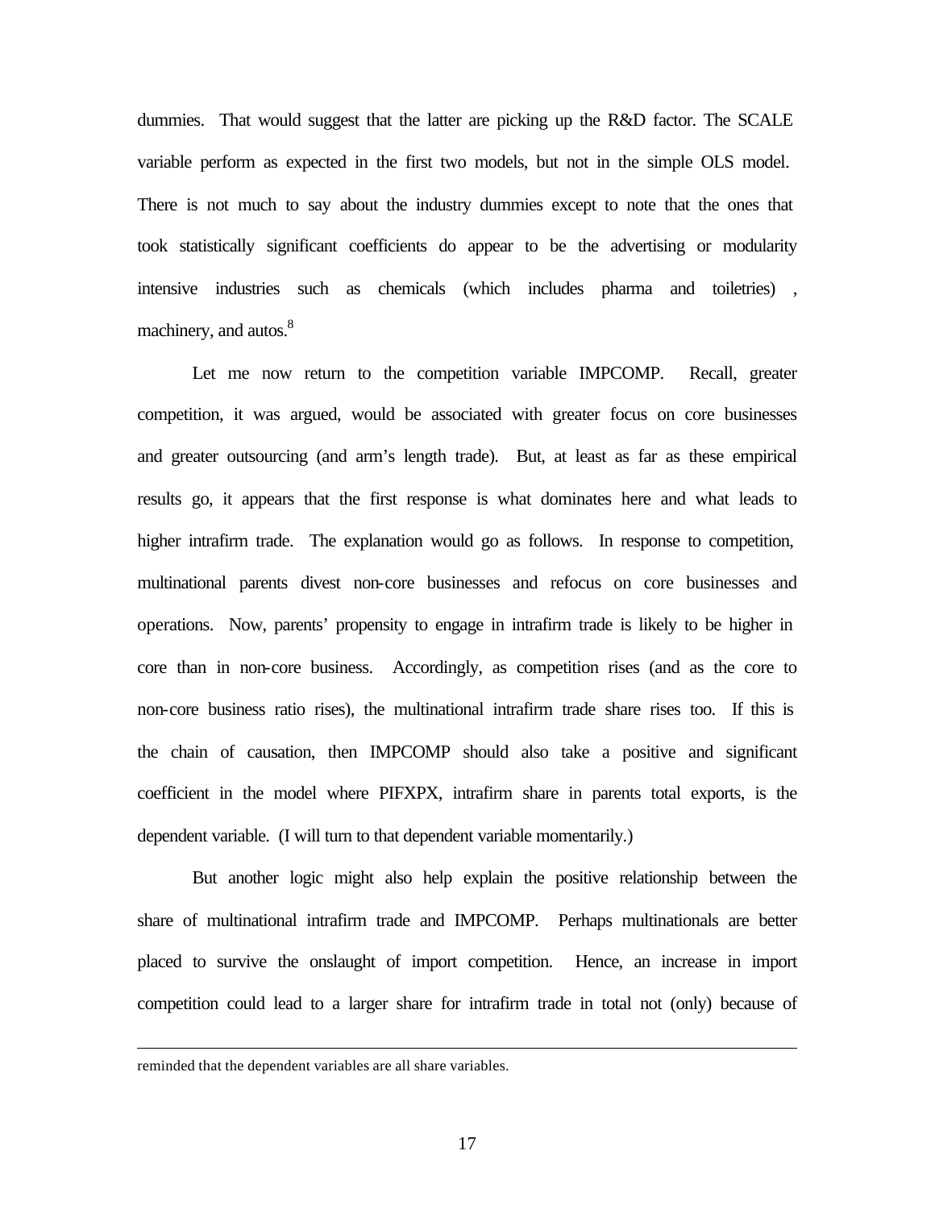dummies. That would suggest that the latter are picking up the R&D factor. The SCALE variable perform as expected in the first two models, but not in the simple OLS model. There is not much to say about the industry dummies except to note that the ones that took statistically significant coefficients do appear to be the advertising or modularity intensive industries such as chemicals (which includes pharma and toiletries) , machinery, and autos.[8]

Let me now return to the competition variable IMPCOMP. Recall, greater competition, it was argued, would be associated with greater focus on core businesses and greater outsourcing (and arm's length trade). But, at least as far as these empirical results go, it appears that the first response is what dominates here and what leads to higher intrafirm trade. The explanation would go as follows. In response to competition, multinational parents divest non-core businesses and refocus on core businesses and operations. Now, parents' propensity to engage in intrafirm trade is likely to be higher in core than in non-core business. Accordingly, as competition rises (and as the core to non-core business ratio rises), the multinational intrafirm trade share rises too. If this is the chain of causation, then IMPCOMP should also take a positive and significant coefficient in the model where PIFXPX, intrafirm share in parents total exports, is the dependent variable. (I will turn to that dependent variable momentarily.)

But another logic might also help explain the positive relationship between the share of multinational intrafirm trade and IMPCOMP. Perhaps multinationals are better placed to survive the onslaught of import competition. Hence, an increase in import competition could lead to a larger share for intrafirm trade in total not (only) because of

---

reminded that the dependent variables are all share variables.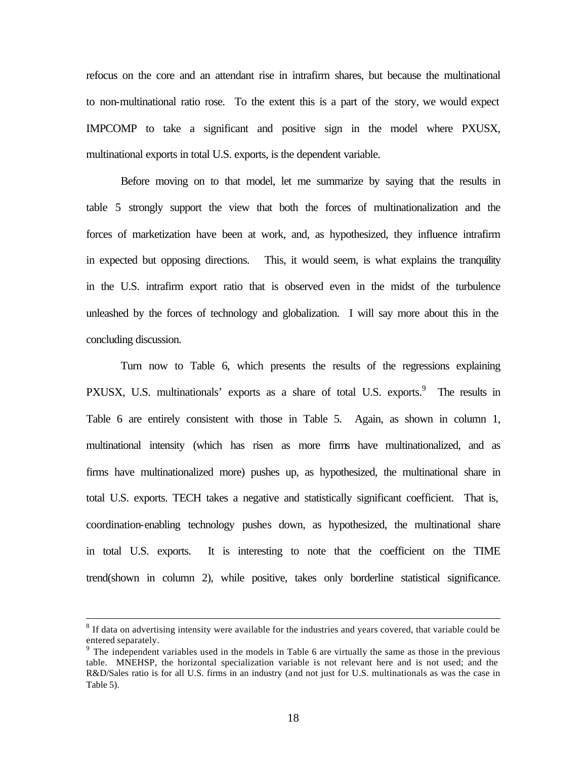refocus on the core and an attendant rise in intrafirm shares, but because the multinational to non-multinational ratio rose. To the extent this is a part of the story, we would expect IMPCOMP to take a significant and positive sign in the model where PXUSX, multinational exports in total U.S. exports, is the dependent variable.

Before moving on to that model, let me summarize by saying that the results in table 5 strongly support the view that both the forces of multinationalization and the forces of marketization have been at work, and, as hypothesized, they influence intrafirm in expected but opposing directions. This, it would seem, is what explains the tranquility in the U.S. intrafirm export ratio that is observed even in the midst of the turbulence unleashed by the forces of technology and globalization. I will say more about this in the concluding discussion.

Turn now to Table 6, which presents the results of the regressions explaining PXUSX, U.S. multinationals' exports as a share of total U.S. exports.[9] The results in Table 6 are entirely consistent with those in Table 5. Again, as shown in column 1, multinational intensity (which has risen as more firms have multinationalized, and as firms have multinationalized more) pushes up, as hypothesized, the multinational share in total U.S. exports. TECH takes a negative and statistically significant coefficient. That is, coordination-enabling technology pushes down, as hypothesized, the multinational share in total U.S. exports. It is interesting to note that the coefficient on the TIME trend(shown in column 2), while positive, takes only borderline statistical significance.

---

[8] If data on advertising intensity were available for the industries and years covered, that variable could be entered separately.

[9] The independent variables used in the models in Table 6 are virtually the same as those in the previous table. MNEHSP, the horizontal specialization variable is not relevant here and is not used; and the R&D/Sales ratio is for all U.S. firms in an industry (and not just for U.S. multinationals as was the case in Table 5).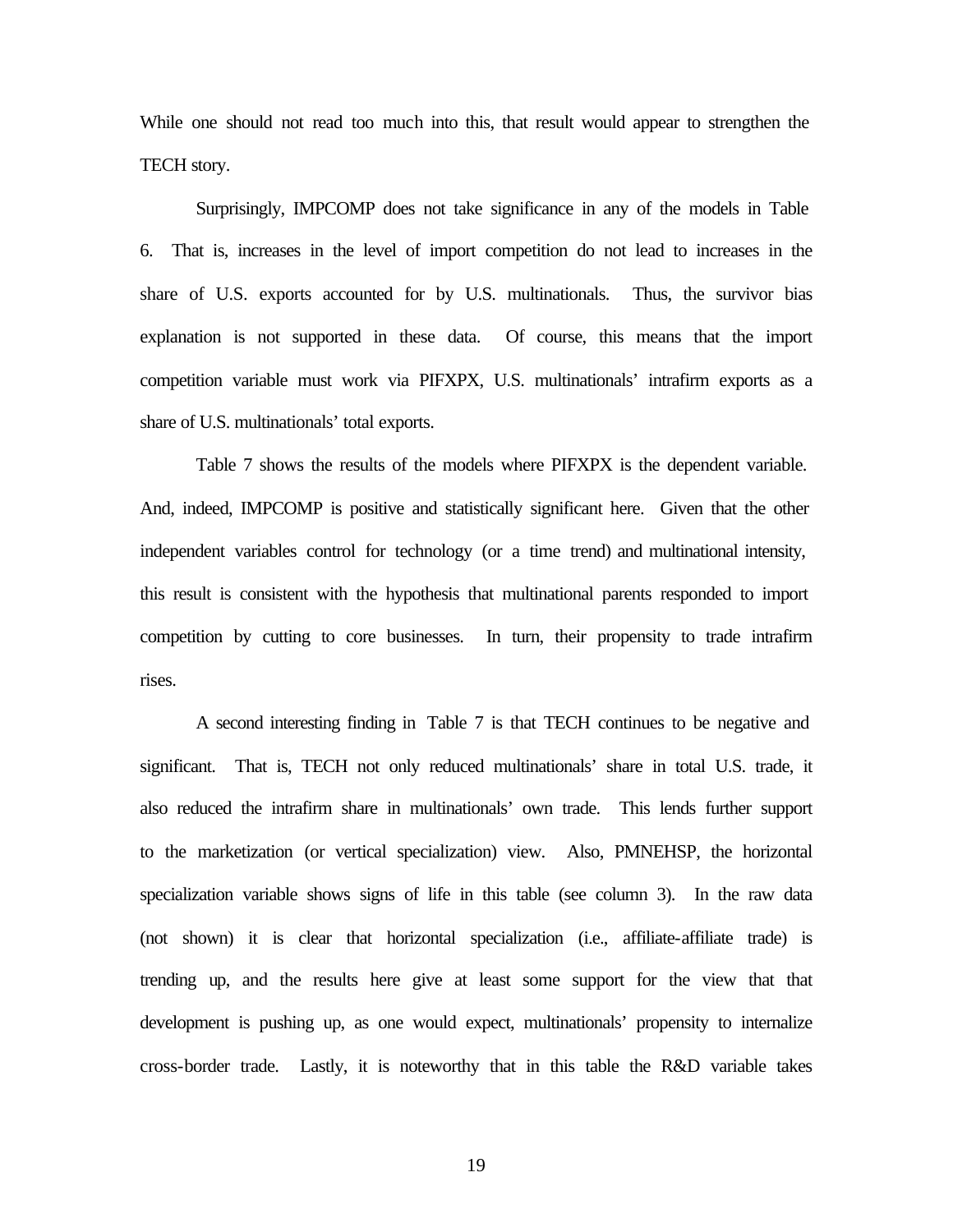While one should not read too much into this, that result would appear to strengthen the TECH story.

Surprisingly, IMPCOMP does not take significance in any of the models in Table 6. That is, increases in the level of import competition do not lead to increases in the share of U.S. exports accounted for by U.S. multinationals. Thus, the survivor bias explanation is not supported in these data. Of course, this means that the import competition variable must work via PIFXPX, U.S. multinationals' intrafirm exports as a share of U.S. multinationals' total exports.

Table 7 shows the results of the models where PIFXPX is the dependent variable. And, indeed, IMPCOMP is positive and statistically significant here. Given that the other independent variables control for technology (or a time trend) and multinational intensity, this result is consistent with the hypothesis that multinational parents responded to import competition by cutting to core businesses. In turn, their propensity to trade intrafirm rises.

A second interesting finding in Table 7 is that TECH continues to be negative and significant. That is, TECH not only reduced multinationals' share in total U.S. trade, it also reduced the intrafirm share in multinationals' own trade. This lends further support to the marketization (or vertical specialization) view. Also, PMNEHSP, the horizontal specialization variable shows signs of life in this table (see column 3). In the raw data (not shown) it is clear that horizontal specialization (i.e., affiliate-affiliate trade) is trending up, and the results here give at least some support for the view that that development is pushing up, as one would expect, multinationals' propensity to internalize cross-border trade. Lastly, it is noteworthy that in this table the R&D variable takes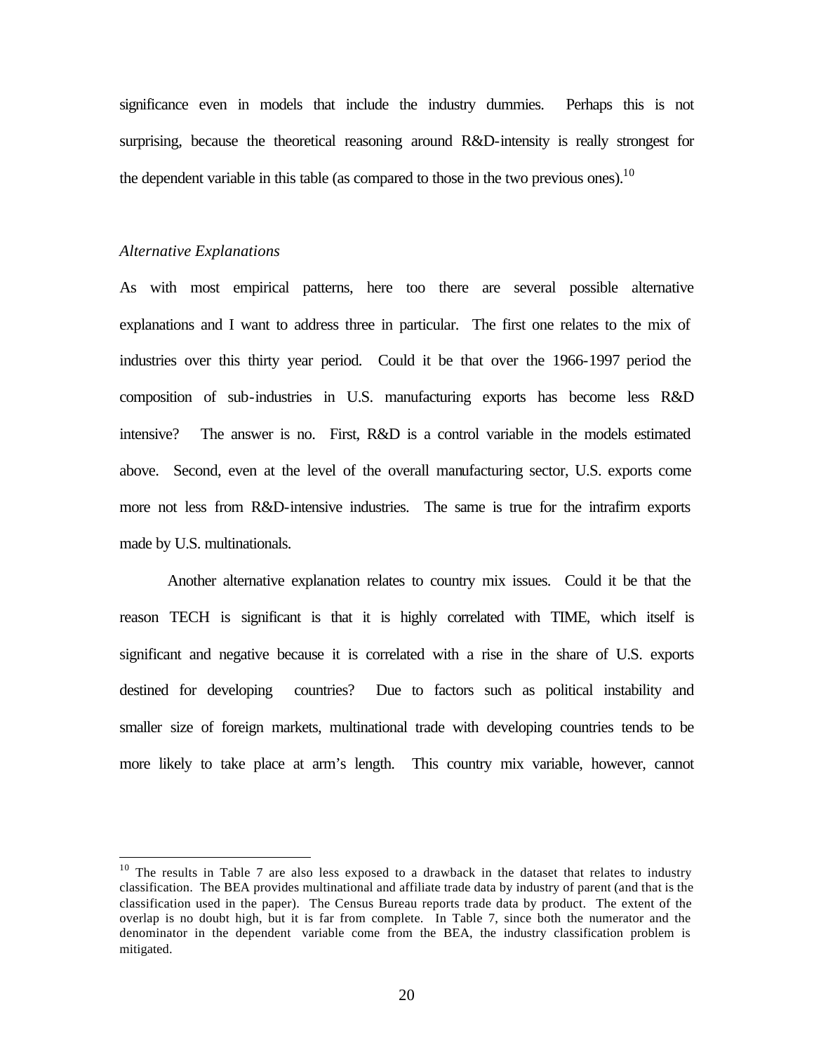significance even in models that include the industry dummies. Perhaps this is not surprising, because the theoretical reasoning around R&D-intensity is really strongest for the dependent variable in this table (as compared to those in the two previous ones).[10]

*Alternative Explanations*

As with most empirical patterns, here too there are several possible alternative explanations and I want to address three in particular. The first one relates to the mix of industries over this thirty year period. Could it be that over the 1966-1997 period the composition of sub-industries in U.S. manufacturing exports has become less R&D intensive? The answer is no. First, R&D is a control variable in the models estimated above. Second, even at the level of the overall manufacturing sector, U.S. exports come more not less from R&D-intensive industries. The same is true for the intrafirm exports made by U.S. multinationals.

Another alternative explanation relates to country mix issues. Could it be that the reason TECH is significant is that it is highly correlated with TIME, which itself is significant and negative because it is correlated with a rise in the share of U.S. exports destined for developing countries? Due to factors such as political instability and smaller size of foreign markets, multinational trade with developing countries tends to be more likely to take place at arm's length. This country mix variable, however, cannot

[10] The results in Table 7 are also less exposed to a drawback in the dataset that relates to industry classification. The BEA provides multinational and affiliate trade data by industry of parent (and that is the classification used in the paper). The Census Bureau reports trade data by product. The extent of the overlap is no doubt high, but it is far from complete. In Table 7, since both the numerator and the denominator in the dependent variable come from the BEA, the industry classification problem is mitigated.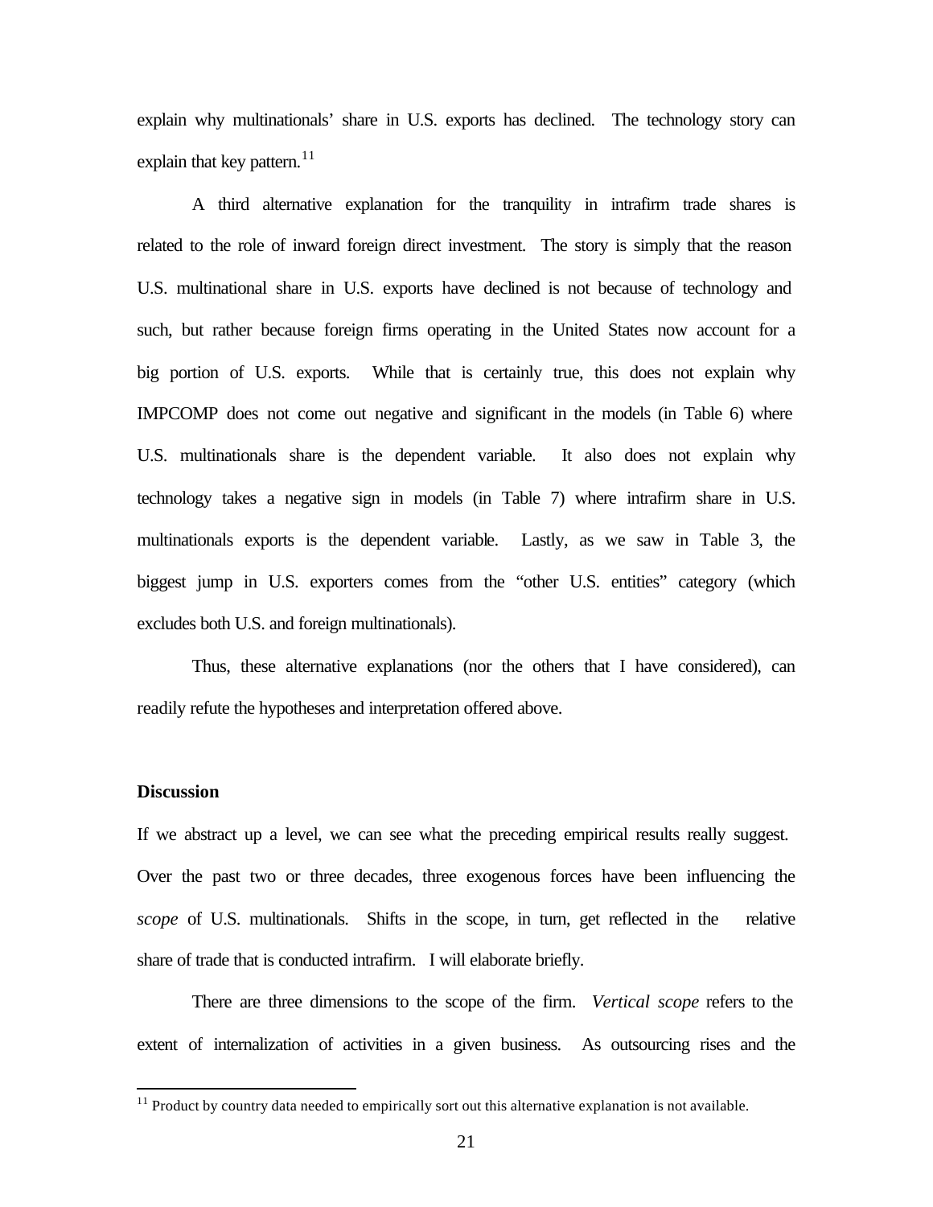explain why multinationals' share in U.S. exports has declined. The technology story can explain that key pattern.[11]

A third alternative explanation for the tranquility in intrafirm trade shares is related to the role of inward foreign direct investment. The story is simply that the reason U.S. multinational share in U.S. exports have declined is not because of technology and such, but rather because foreign firms operating in the United States now account for a big portion of U.S. exports. While that is certainly true, this does not explain why IMPCOMP does not come out negative and significant in the models (in Table 6) where U.S. multinationals share is the dependent variable. It also does not explain why technology takes a negative sign in models (in Table 7) where intrafirm share in U.S. multinationals exports is the dependent variable. Lastly, as we saw in Table 3, the biggest jump in U.S. exporters comes from the "other U.S. entities" category (which excludes both U.S. and foreign multinationals).

Thus, these alternative explanations (nor the others that I have considered), can readily refute the hypotheses and interpretation offered above.

**Discussion**

If we abstract up a level, we can see what the preceding empirical results really suggest. Over the past two or three decades, three exogenous forces have been influencing the *scope* of U.S. multinationals. Shifts in the scope, in turn, get reflected in the relative share of trade that is conducted intrafirm. I will elaborate briefly.

There are three dimensions to the scope of the firm. *Vertical scope* refers to the extent of internalization of activities in a given business. As outsourcing rises and the

[11] Product by country data needed to empirically sort out this alternative explanation is not available.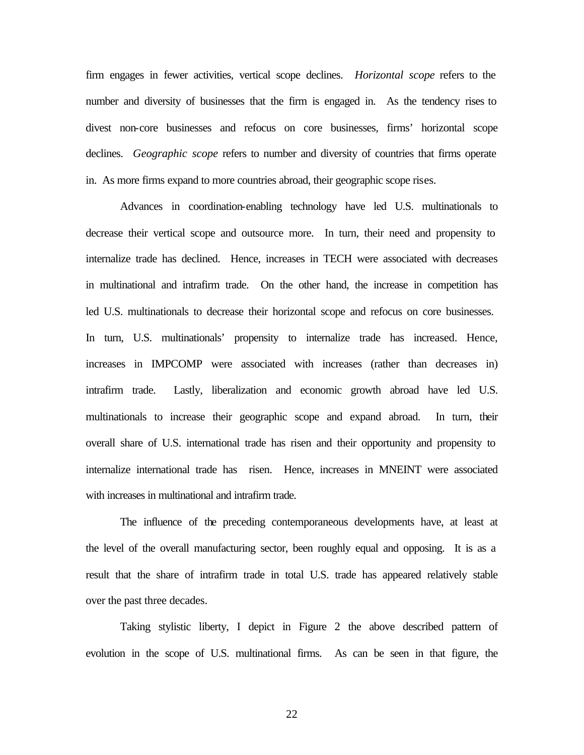firm engages in fewer activities, vertical scope declines. *Horizontal scope* refers to the number and diversity of businesses that the firm is engaged in. As the tendency rises to divest non-core businesses and refocus on core businesses, firms' horizontal scope declines. *Geographic scope* refers to number and diversity of countries that firms operate in. As more firms expand to more countries abroad, their geographic scope rises.

Advances in coordination-enabling technology have led U.S. multinationals to decrease their vertical scope and outsource more. In turn, their need and propensity to internalize trade has declined. Hence, increases in TECH were associated with decreases in multinational and intrafirm trade. On the other hand, the increase in competition has led U.S. multinationals to decrease their horizontal scope and refocus on core businesses. In turn, U.S. multinationals' propensity to internalize trade has increased. Hence, increases in IMPCOMP were associated with increases (rather than decreases in) intrafirm trade. Lastly, liberalization and economic growth abroad have led U.S. multinationals to increase their geographic scope and expand abroad. In turn, their overall share of U.S. international trade has risen and their opportunity and propensity to internalize international trade has risen. Hence, increases in MNEINT were associated with increases in multinational and intrafirm trade.

The influence of the preceding contemporaneous developments have, at least at the level of the overall manufacturing sector, been roughly equal and opposing. It is as a result that the share of intrafirm trade in total U.S. trade has appeared relatively stable over the past three decades.

Taking stylistic liberty, I depict in Figure 2 the above described pattern of evolution in the scope of U.S. multinational firms. As can be seen in that figure, the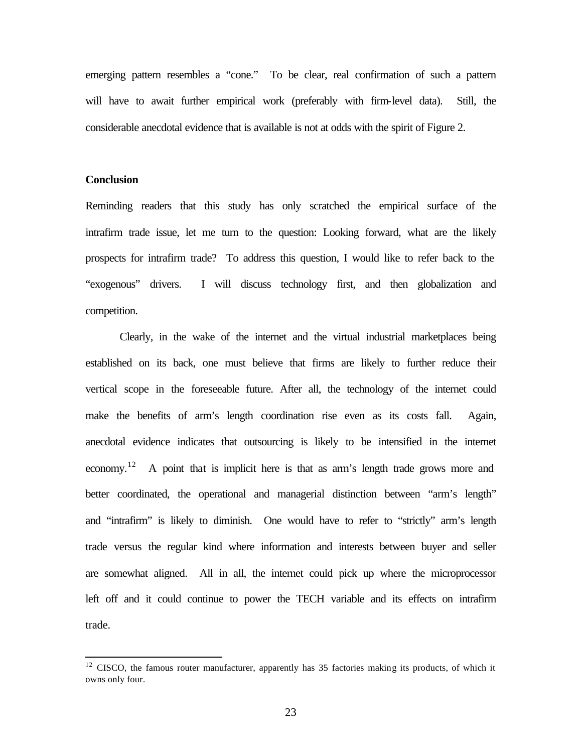emerging pattern resembles a "cone." To be clear, real confirmation of such a pattern will have to await further empirical work (preferably with firm-level data). Still, the considerable anecdotal evidence that is available is not at odds with the spirit of Figure 2.

**Conclusion**

Reminding readers that this study has only scratched the empirical surface of the intrafirm trade issue, let me turn to the question: Looking forward, what are the likely prospects for intrafirm trade? To address this question, I would like to refer back to the "exogenous" drivers. I will discuss technology first, and then globalization and competition.

Clearly, in the wake of the internet and the virtual industrial marketplaces being established on its back, one must believe that firms are likely to further reduce their vertical scope in the foreseeable future. After all, the technology of the internet could make the benefits of arm's length coordination rise even as its costs fall. Again, anecdotal evidence indicates that outsourcing is likely to be intensified in the internet economy.[12] A point that is implicit here is that as arm's length trade grows more and better coordinated, the operational and managerial distinction between "arm's length" and "intrafirm" is likely to diminish. One would have to refer to "strictly" arm's length trade versus the regular kind where information and interests between buyer and seller are somewhat aligned. All in all, the internet could pick up where the microprocessor left off and it could continue to power the TECH variable and its effects on intrafirm trade.

[12] CISCO, the famous router manufacturer, apparently has 35 factories making its products, of which it owns only four.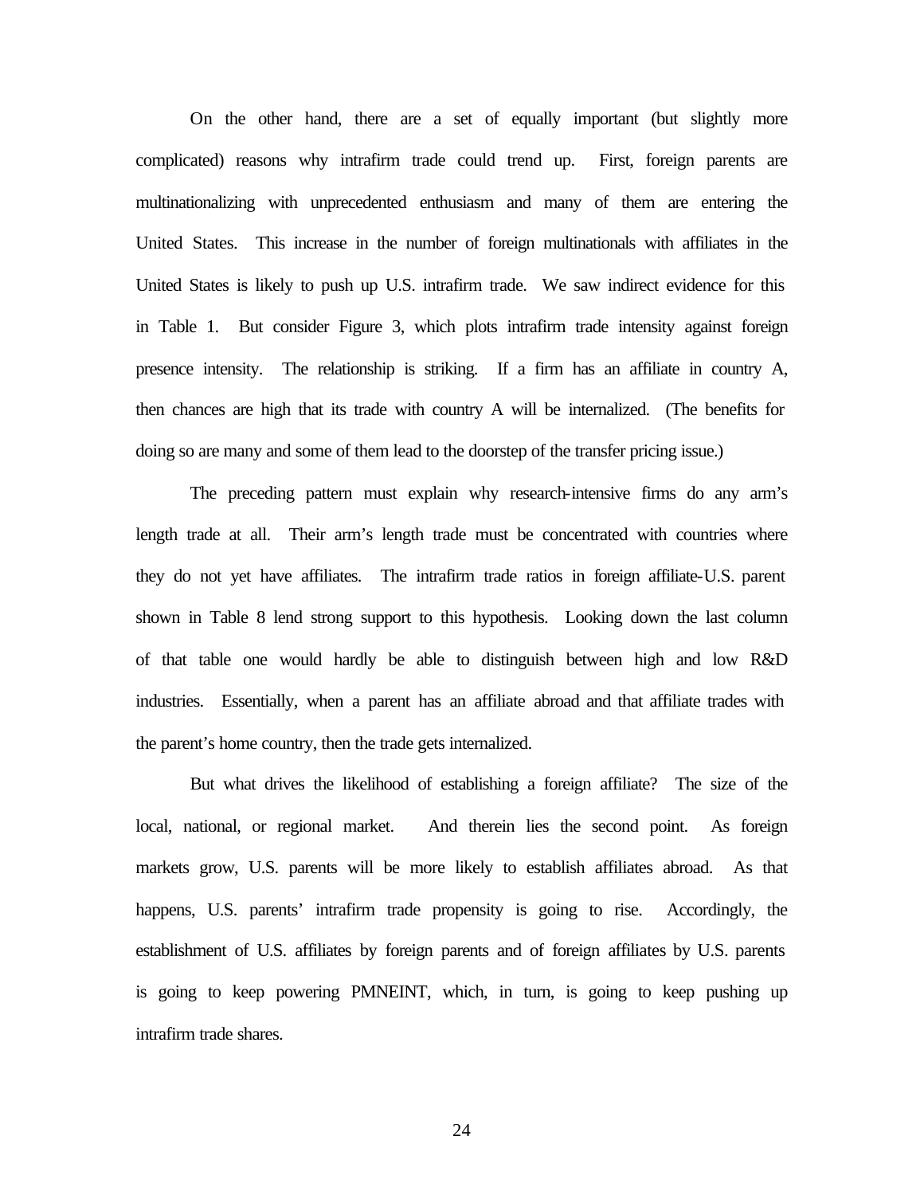On the other hand, there are a set of equally important (but slightly more complicated) reasons why intrafirm trade could trend up. First, foreign parents are multinationalizing with unprecedented enthusiasm and many of them are entering the United States. This increase in the number of foreign multinationals with affiliates in the United States is likely to push up U.S. intrafirm trade. We saw indirect evidence for this in Table 1. But consider Figure 3, which plots intrafirm trade intensity against foreign presence intensity. The relationship is striking. If a firm has an affiliate in country A, then chances are high that its trade with country A will be internalized. (The benefits for doing so are many and some of them lead to the doorstep of the transfer pricing issue.)

The preceding pattern must explain why research-intensive firms do any arm's length trade at all. Their arm's length trade must be concentrated with countries where they do not yet have affiliates. The intrafirm trade ratios in foreign affiliate-U.S. parent shown in Table 8 lend strong support to this hypothesis. Looking down the last column of that table one would hardly be able to distinguish between high and low R&D industries. Essentially, when a parent has an affiliate abroad and that affiliate trades with the parent's home country, then the trade gets internalized.

But what drives the likelihood of establishing a foreign affiliate? The size of the local, national, or regional market. And therein lies the second point. As foreign markets grow, U.S. parents will be more likely to establish affiliates abroad. As that happens, U.S. parents' intrafirm trade propensity is going to rise. Accordingly, the establishment of U.S. affiliates by foreign parents and of foreign affiliates by U.S. parents is going to keep powering PMNEINT, which, in turn, is going to keep pushing up intrafirm trade shares.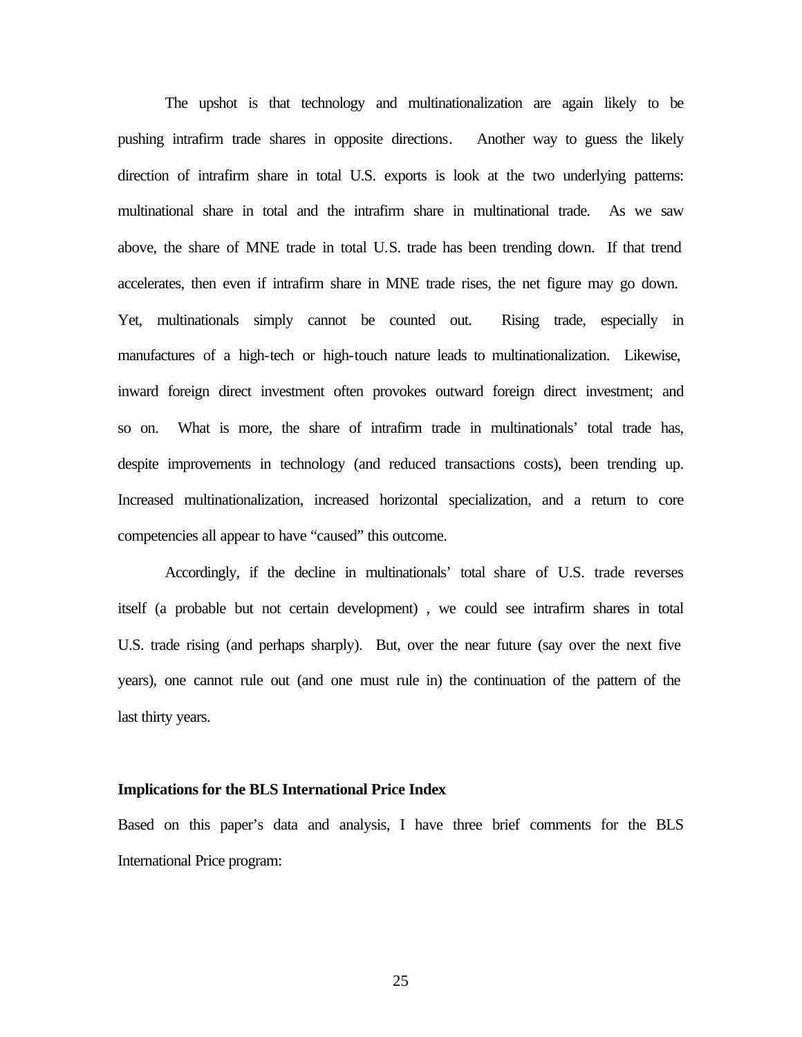The upshot is that technology and multinationalization are again likely to be pushing intrafirm trade shares in opposite directions. Another way to guess the likely direction of intrafirm share in total U.S. exports is look at the two underlying patterns: multinational share in total and the intrafirm share in multinational trade. As we saw above, the share of MNE trade in total U.S. trade has been trending down. If that trend accelerates, then even if intrafirm share in MNE trade rises, the net figure may go down. Yet, multinationals simply cannot be counted out. Rising trade, especially in manufactures of a high-tech or high-touch nature leads to multinationalization. Likewise, inward foreign direct investment often provokes outward foreign direct investment; and so on. What is more, the share of intrafirm trade in multinationals' total trade has, despite improvements in technology (and reduced transactions costs), been trending up. Increased multinationalization, increased horizontal specialization, and a return to core competencies all appear to have "caused" this outcome.

Accordingly, if the decline in multinationals' total share of U.S. trade reverses itself (a probable but not certain development) , we could see intrafirm shares in total U.S. trade rising (and perhaps sharply). But, over the near future (say over the next five years), one cannot rule out (and one must rule in) the continuation of the pattern of the last thirty years.

**Implications for the BLS International Price Index**

Based on this paper's data and analysis, I have three brief comments for the BLS International Price program: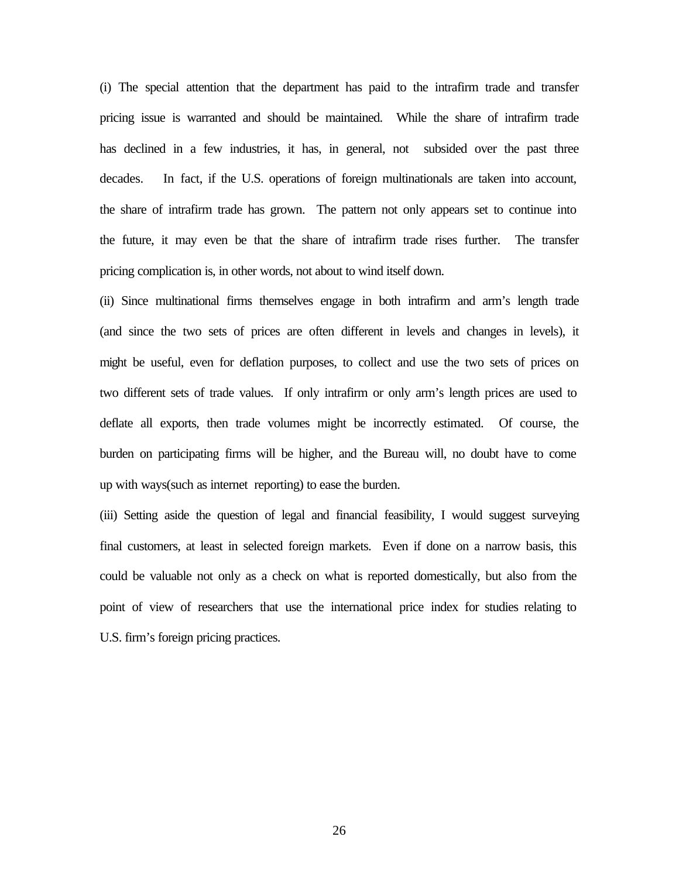(i) The special attention that the department has paid to the intrafirm trade and transfer pricing issue is warranted and should be maintained. While the share of intrafirm trade has declined in a few industries, it has, in general, not subsided over the past three decades. In fact, if the U.S. operations of foreign multinationals are taken into account, the share of intrafirm trade has grown. The pattern not only appears set to continue into the future, it may even be that the share of intrafirm trade rises further. The transfer pricing complication is, in other words, not about to wind itself down.

(ii) Since multinational firms themselves engage in both intrafirm and arm's length trade (and since the two sets of prices are often different in levels and changes in levels), it might be useful, even for deflation purposes, to collect and use the two sets of prices on two different sets of trade values. If only intrafirm or only arm's length prices are used to deflate all exports, then trade volumes might be incorrectly estimated. Of course, the burden on participating firms will be higher, and the Bureau will, no doubt have to come up with ways(such as internet reporting) to ease the burden.

(iii) Setting aside the question of legal and financial feasibility, I would suggest surveying final customers, at least in selected foreign markets. Even if done on a narrow basis, this could be valuable not only as a check on what is reported domestically, but also from the point of view of researchers that use the international price index for studies relating to U.S. firm's foreign pricing practices.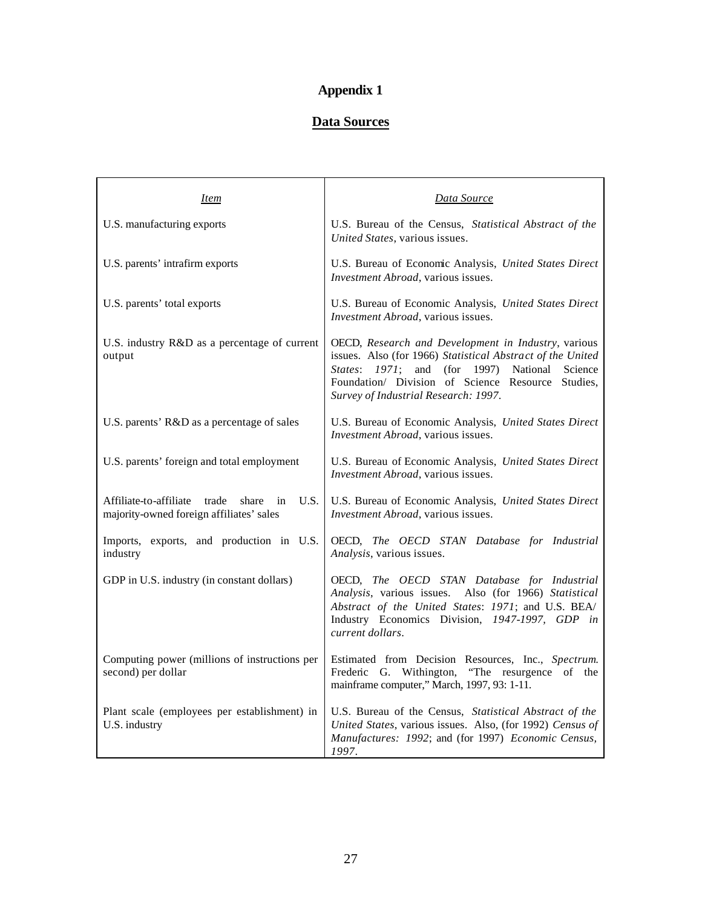# Appendix 1

## Data Sources

| *Item* | *Data Source* |
| --- | --- |
| U.S. manufacturing exports | U.S. Bureau of the Census, *Statistical Abstract of the United States*, various issues. |
| U.S. parents' intrafirm exports | U.S. Bureau of Economic Analysis, *United States Direct Investment Abroad*, various issues. |
| U.S. parents' total exports | U.S. Bureau of Economic Analysis, *United States Direct Investment Abroad*, various issues. |
| U.S. industry R&D as a percentage of current output | OECD, *Research and Development in Industry*, various issues. Also (for 1966) *Statistical Abstract of the United States*: *1971*; and (for 1997) National Science Foundation/ Division of Science Resource Studies, *Survey of Industrial Research: 1997*. |
| U.S. parents' R&D as a percentage of sales | U.S. Bureau of Economic Analysis, *United States Direct Investment Abroad*, various issues. |
| U.S. parents' foreign and total employment | U.S. Bureau of Economic Analysis, *United States Direct Investment Abroad*, various issues. |
| Affiliate-to-affiliate trade share in U.S. majority-owned foreign affiliates' sales | U.S. Bureau of Economic Analysis, *United States Direct Investment Abroad*, various issues. |
| Imports, exports, and production in U.S. industry | OECD, *The OECD STAN Database for Industrial Analysis*, various issues. |
| GDP in U.S. industry (in constant dollars) | OECD, *The OECD STAN Database for Industrial Analysis*, various issues. Also (for 1966) *Statistical Abstract of the United States*: *1971*; and U.S. BEA/ Industry Economics Division, *1947-1997, GDP in current dollars*. |
| Computing power (millions of instructions per second) per dollar | Estimated from Decision Resources, Inc., *Spectrum*. Frederic G. Withington, "The resurgence of the mainframe computer," March, 1997, 93: 1-11. |
| Plant scale (employees per establishment) in U.S. industry | U.S. Bureau of the Census, *Statistical Abstract of the United States*, various issues. Also, (for 1992) *Census of Manufactures: 1992*; and (for 1997) *Economic Census, 1997*. |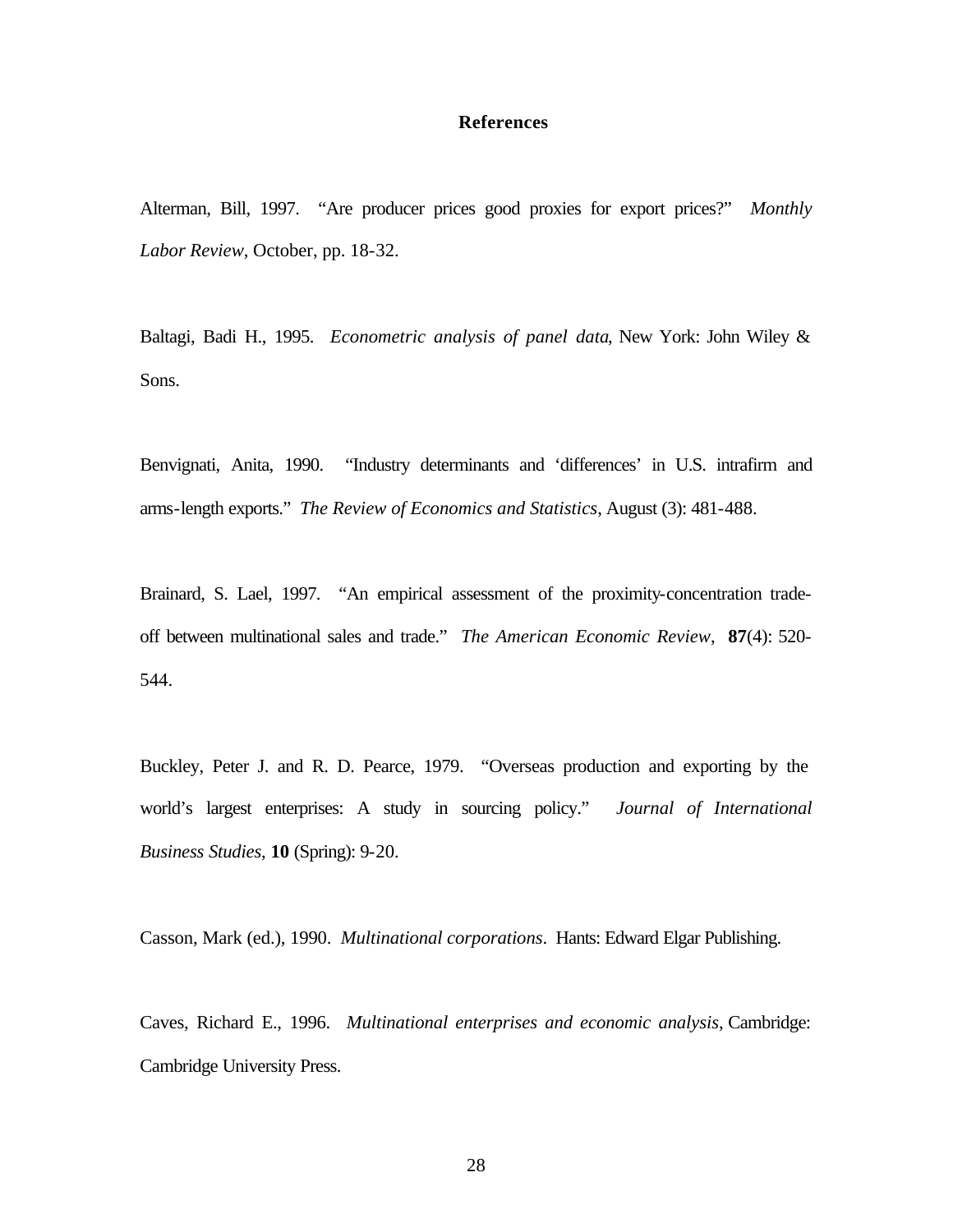# References

Alterman, Bill, 1997. "Are producer prices good proxies for export prices?" *Monthly Labor Review*, October, pp. 18-32.

Baltagi, Badi H., 1995. *Econometric analysis of panel data*, New York: John Wiley & Sons.

Benvignati, Anita, 1990. "Industry determinants and 'differences' in U.S. intrafirm and arms-length exports." *The Review of Economics and Statistics*, August (3): 481-488.

Brainard, S. Lael, 1997. "An empirical assessment of the proximity-concentration trade-off between multinational sales and trade." *The American Economic Review*, **87**(4): 520-544.

Buckley, Peter J. and R. D. Pearce, 1979. "Overseas production and exporting by the world's largest enterprises: A study in sourcing policy." *Journal of International Business Studies*, **10** (Spring): 9-20.

Casson, Mark (ed.), 1990. *Multinational corporations*. Hants: Edward Elgar Publishing.

Caves, Richard E., 1996. *Multinational enterprises and economic analysis*, Cambridge: Cambridge University Press.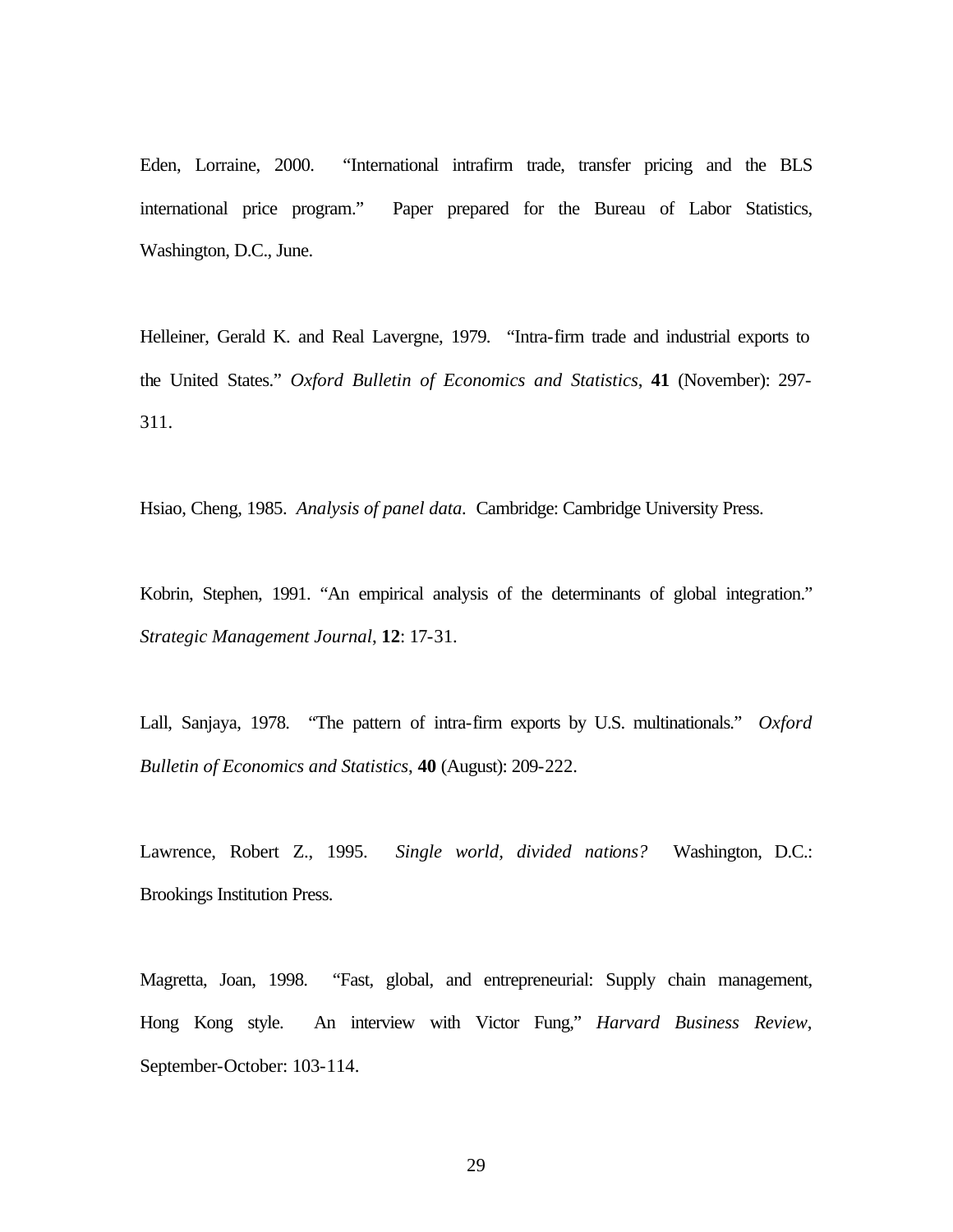Eden, Lorraine, 2000. "International intrafirm trade, transfer pricing and the BLS international price program." Paper prepared for the Bureau of Labor Statistics, Washington, D.C., June.

Helleiner, Gerald K. and Real Lavergne, 1979. "Intra-firm trade and industrial exports to the United States." *Oxford Bulletin of Economics and Statistics*, **41** (November): 297-311.

Hsiao, Cheng, 1985. *Analysis of panel data.* Cambridge: Cambridge University Press.

Kobrin, Stephen, 1991. "An empirical analysis of the determinants of global integration." *Strategic Management Journal*, **12**: 17-31.

Lall, Sanjaya, 1978. "The pattern of intra-firm exports by U.S. multinationals." *Oxford Bulletin of Economics and Statistics*, **40** (August): 209-222.

Lawrence, Robert Z., 1995. *Single world, divided nations?* Washington, D.C.: Brookings Institution Press.

Magretta, Joan, 1998. "Fast, global, and entrepreneurial: Supply chain management, Hong Kong style. An interview with Victor Fung," *Harvard Business Review*, September-October: 103-114.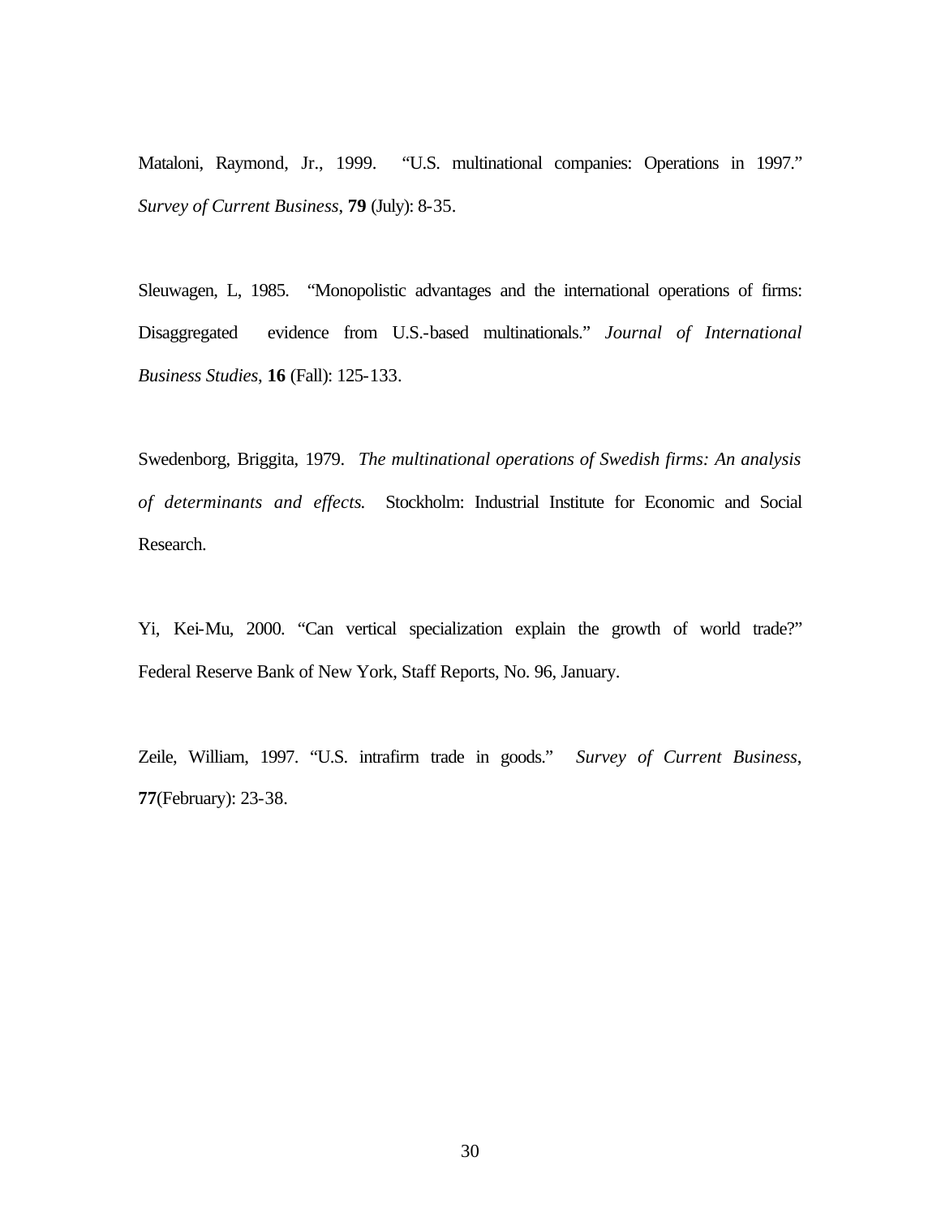Mataloni, Raymond, Jr., 1999. "U.S. multinational companies: Operations in 1997." *Survey of Current Business*, **79** (July): 8-35.

Sleuwagen, L, 1985. "Monopolistic advantages and the international operations of firms: Disaggregated evidence from U.S.-based multinationals." *Journal of International Business Studies*, **16** (Fall): 125-133.

Swedenborg, Briggita, 1979. *The multinational operations of Swedish firms: An analysis of determinants and effects.* Stockholm: Industrial Institute for Economic and Social Research.

Yi, Kei-Mu, 2000. "Can vertical specialization explain the growth of world trade?" Federal Reserve Bank of New York, Staff Reports, No. 96, January.

Zeile, William, 1997. "U.S. intrafirm trade in goods." *Survey of Current Business*, **77**(February): 23-38.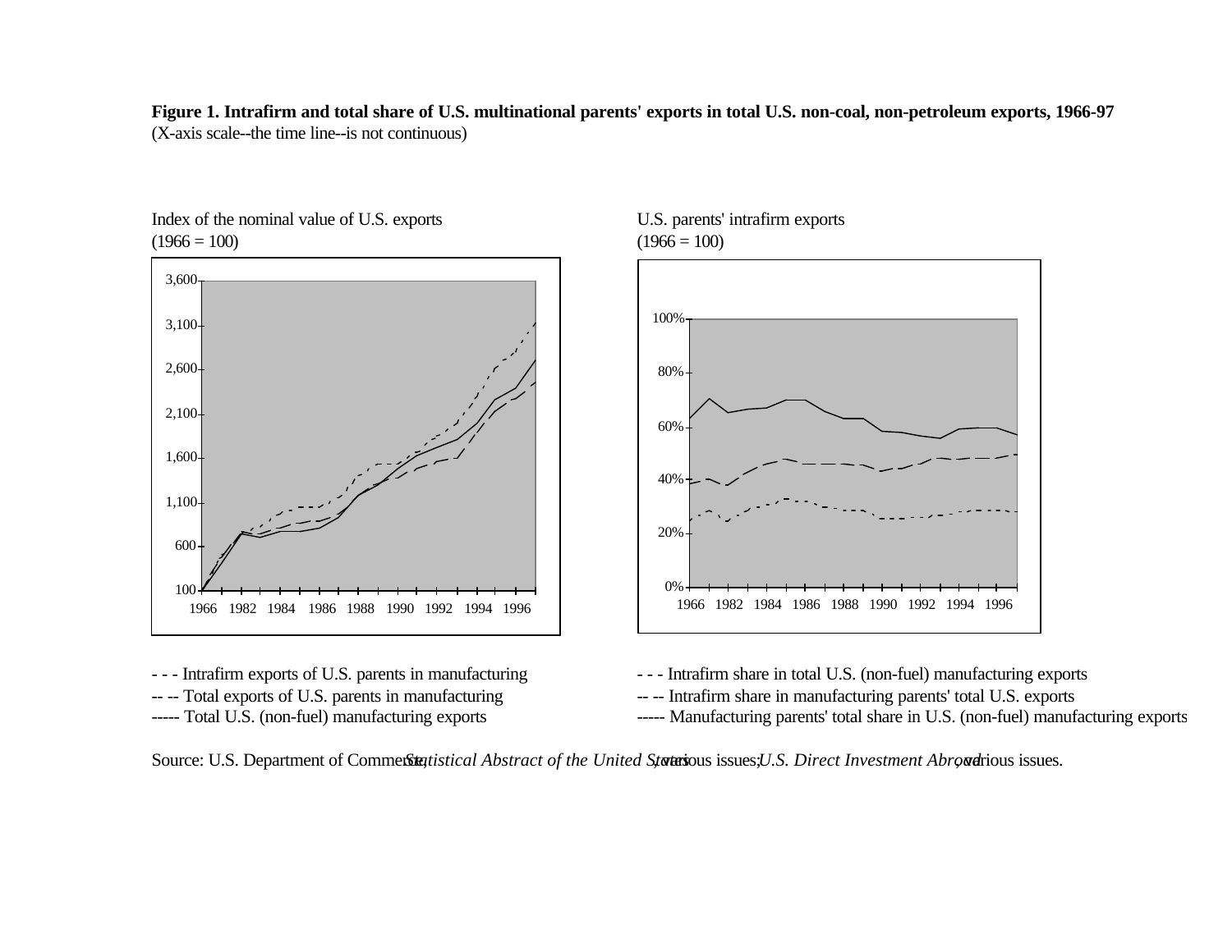**Figure 1. Intrafirm and total share of U.S. multinational parents' exports in total U.S. non-coal, non-petroleum exports, 1966-97**
(X-axis scale--the time line--is not continuous)

Index of the nominal value of U.S. exports
(1966 = 100)

3,600
3,100
2,600
2,100
1,600
1,100
600
100

1966 1982 1984 1986 1988 1990 1992 1994 1996

U.S. parents' intrafirm exports
(1966 = 100)

100%
80%
60%
40%
20%
0%

1966 1982 1984 1986 1988 1990 1992 1994 1996

- - - Intrafirm exports of U.S. parents in manufacturing
-- -- Total exports of U.S. parents in manufacturing
----- Total U.S. (non-fuel) manufacturing exports

- - - Intrafirm share in total U.S. (non-fuel) manufacturing exports
-- -- Intrafirm share in manufacturing parents' total U.S. exports
----- Manufacturing parents' total share in U.S. (non-fuel) manufacturing exports

Source: U.S. Department of Commerce, *Statistical Abstract of the United States*, various issues; *U.S. Direct Investment Abroad*, various issues.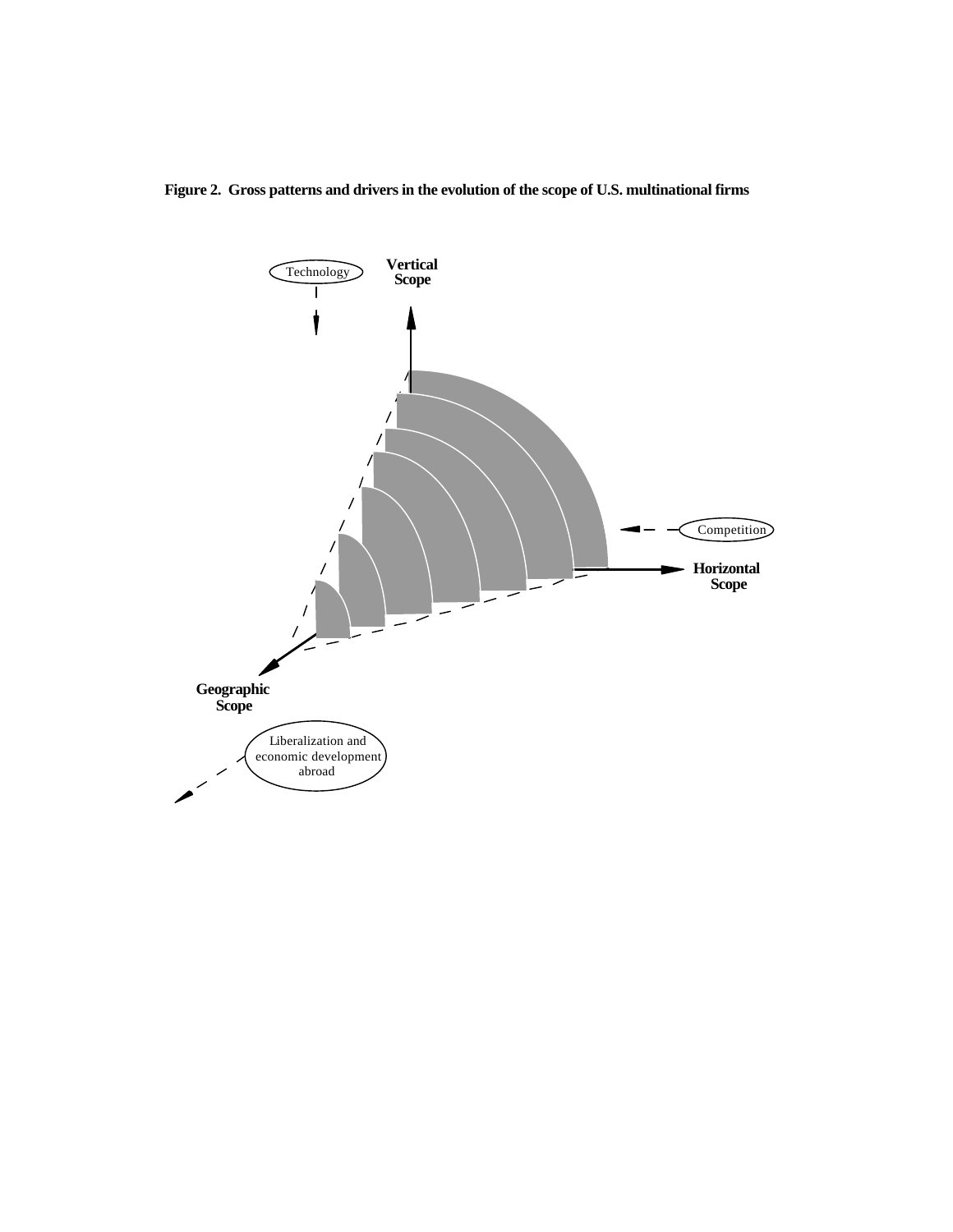**Figure 2. Gross patterns and drivers in the evolution of the scope of U.S. multinational firms**

Technology

Vertical Scope

Competition

Horizontal Scope

Geographic Scope

Liberalization and economic development abroad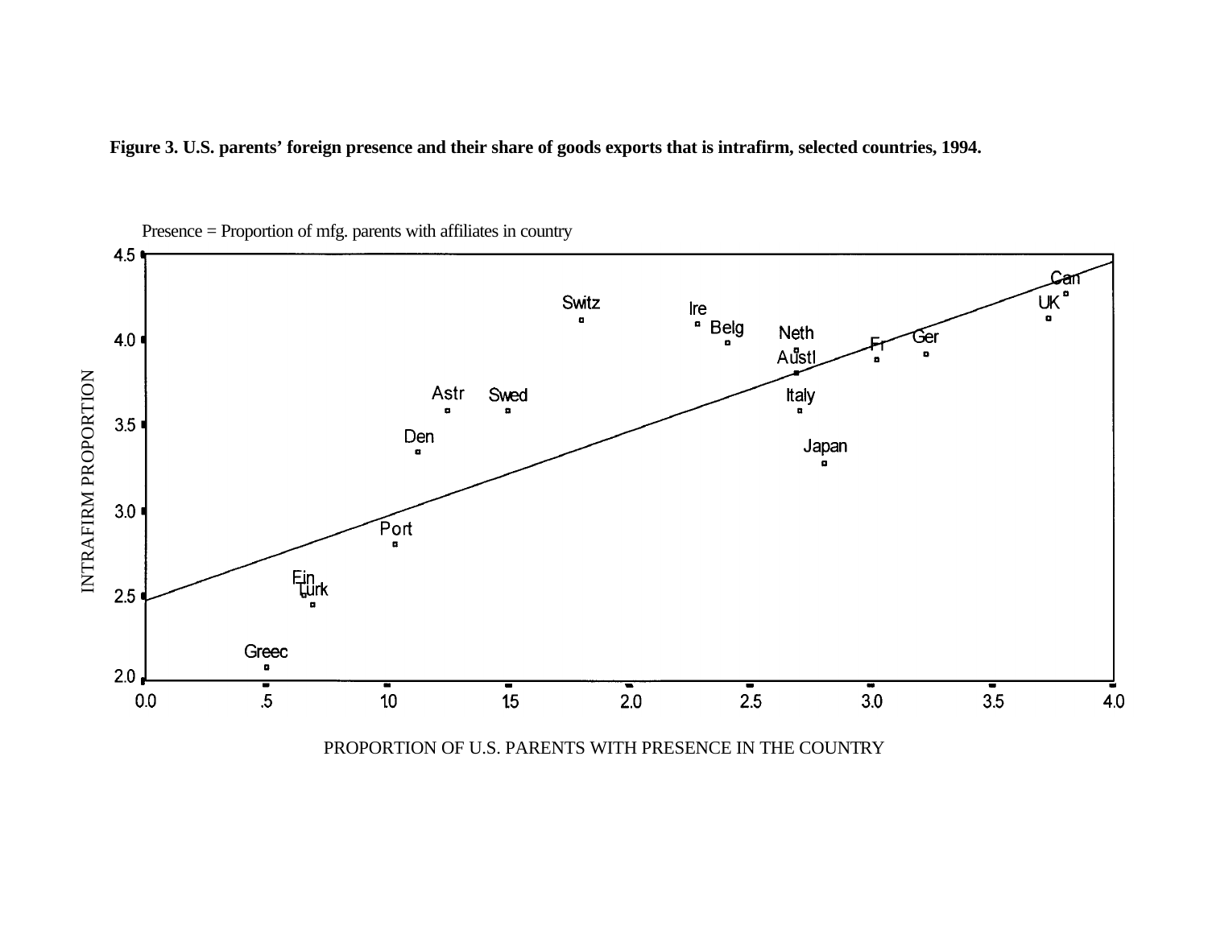**Figure 3. U.S. parents' foreign presence and their share of goods exports that is intrafirm, selected countries, 1994.**

Presence = Proportion of mfg. parents with affiliates in country

INTRAFIRM PROPORTION

4.5

4.0

3.5

3.0

2.5

2.0

Can

UK

Switz

Ire

Belg

Neth

Ger

Fr

Austl

Astr

Swed

Italy

Den

Japan

Port

Fin

Turk

Greec

0.0

.5

1.0

1.5

2.0

2.5

3.0

3.5

4.0

PROPORTION OF U.S. PARENTS WITH PRESENCE IN THE COUNTRY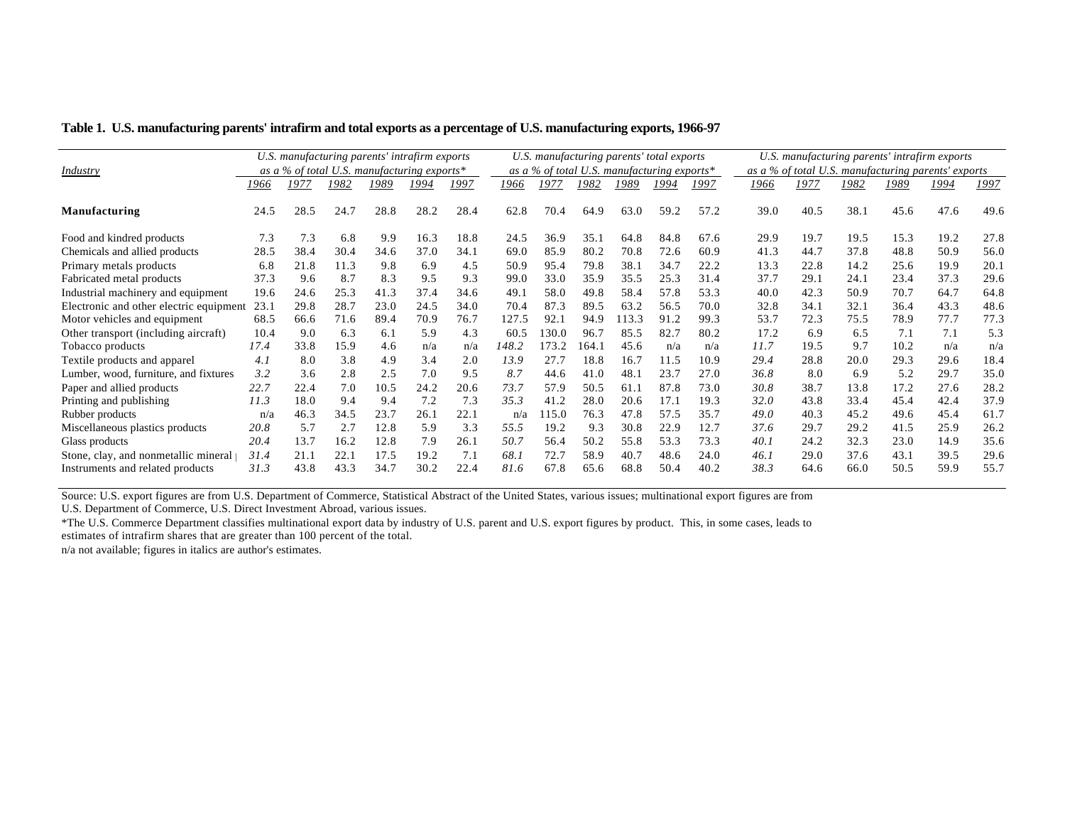**Table 1. U.S. manufacturing parents' intrafirm and total exports as a percentage of U.S. manufacturing exports, 1966-97**

| *Industry* | *U.S. manufacturing parents' intrafirm exports as a % of total U.S. manufacturing exports** | | | | | | *U.S. manufacturing parents' total exports as a % of total U.S. manufacturing exports** | | | | | | *U.S. manufacturing parents' intrafirm exports as a % of total U.S. manufacturing parents' exports* | | | | | |
|---|---|---|---|---|---|---|---|---|---|---|---|---|---|---|---|---|---|---|
| | *1966* | *1977* | *1982* | *1989* | *1994* | *1997* | *1966* | *1977* | *1982* | *1989* | *1994* | *1997* | *1966* | *1977* | *1982* | *1989* | *1994* | *1997* |
| **Manufacturing** | 24.5 | 28.5 | 24.7 | 28.8 | 28.2 | 28.4 | 62.8 | 70.4 | 64.9 | 63.0 | 59.2 | 57.2 | 39.0 | 40.5 | 38.1 | 45.6 | 47.6 | 49.6 |
| Food and kindred products | 7.3 | 7.3 | 6.8 | 9.9 | 16.3 | 18.8 | 24.5 | 36.9 | 35.1 | 64.8 | 84.8 | 67.6 | 29.9 | 19.7 | 19.5 | 15.3 | 19.2 | 27.8 |
| Chemicals and allied products | 28.5 | 38.4 | 30.4 | 34.6 | 37.0 | 34.1 | 69.0 | 85.9 | 80.2 | 70.8 | 72.6 | 60.9 | 41.3 | 44.7 | 37.8 | 48.8 | 50.9 | 56.0 |
| Primary metals products | 6.8 | 21.8 | 11.3 | 9.8 | 6.9 | 4.5 | 50.9 | 95.4 | 79.8 | 38.1 | 34.7 | 22.2 | 13.3 | 22.8 | 14.2 | 25.6 | 19.9 | 20.1 |
| Fabricated metal products | 37.3 | 9.6 | 8.7 | 8.3 | 9.5 | 9.3 | 99.0 | 33.0 | 35.9 | 35.5 | 25.3 | 31.4 | 37.7 | 29.1 | 24.1 | 23.4 | 37.3 | 29.6 |
| Industrial machinery and equipment | 19.6 | 24.6 | 25.3 | 41.3 | 37.4 | 34.6 | 49.1 | 58.0 | 49.8 | 58.4 | 57.8 | 53.3 | 40.0 | 42.3 | 50.9 | 70.7 | 64.7 | 64.8 |
| Electronic and other electric equipment | 23.1 | 29.8 | 28.7 | 23.0 | 24.5 | 34.0 | 70.4 | 87.3 | 89.5 | 63.2 | 56.5 | 70.0 | 32.8 | 34.1 | 32.1 | 36.4 | 43.3 | 48.6 |
| Motor vehicles and equipment | 68.5 | 66.6 | 71.6 | 89.4 | 70.9 | 76.7 | 127.5 | 92.1 | 94.9 | 113.3 | 91.2 | 99.3 | 53.7 | 72.3 | 75.5 | 78.9 | 77.7 | 77.3 |
| Other transport (including aircraft) | 10.4 | 9.0 | 6.3 | 6.1 | 5.9 | 4.3 | 60.5 | 130.0 | 96.7 | 85.5 | 82.7 | 80.2 | 17.2 | 6.9 | 6.5 | 7.1 | 7.1 | 5.3 |
| Tobacco products | *17.4* | 33.8 | 15.9 | 4.6 | n/a | n/a | *148.2* | 173.2 | 164.1 | 45.6 | n/a | n/a | *11.7* | 19.5 | 9.7 | 10.2 | n/a | n/a |
| Textile products and apparel | *4.1* | 8.0 | 3.8 | 4.9 | 3.4 | 2.0 | *13.9* | 27.7 | 18.8 | 16.7 | 11.5 | 10.9 | *29.4* | 28.8 | 20.0 | 29.3 | 29.6 | 18.4 |
| Lumber, wood, furniture, and fixtures | *3.2* | 3.6 | 2.8 | 2.5 | 7.0 | 9.5 | *8.7* | 44.6 | 41.0 | 48.1 | 23.7 | 27.0 | *36.8* | 8.0 | 6.9 | 5.2 | 29.7 | 35.0 |
| Paper and allied products | *22.7* | 22.4 | 7.0 | 10.5 | 24.2 | 20.6 | *73.7* | 57.9 | 50.5 | 61.1 | 87.8 | 73.0 | *30.8* | 38.7 | 13.8 | 17.2 | 27.6 | 28.2 |
| Printing and publishing | *11.3* | 18.0 | 9.4 | 9.4 | 7.2 | 7.3 | *35.3* | 41.2 | 28.0 | 20.6 | 17.1 | 19.3 | *32.0* | 43.8 | 33.4 | 45.4 | 42.4 | 37.9 |
| Rubber products | n/a | 46.3 | 34.5 | 23.7 | 26.1 | 22.1 | n/a | 115.0 | 76.3 | 47.8 | 57.5 | 35.7 | *49.0* | 40.3 | 45.2 | 49.6 | 45.4 | 61.7 |
| Miscellaneous plastics products | *20.8* | 5.7 | 2.7 | 12.8 | 5.9 | 3.3 | *55.5* | 19.2 | 9.3 | 30.8 | 22.9 | 12.7 | *37.6* | 29.7 | 29.2 | 41.5 | 25.9 | 26.2 |
| Glass products | *20.4* | 13.7 | 16.2 | 12.8 | 7.9 | 26.1 | *50.7* | 56.4 | 50.2 | 55.8 | 53.3 | 73.3 | *40.1* | 24.2 | 32.3 | 23.0 | 14.9 | 35.6 |
| Stone, clay, and nonmetallic mineral | *31.4* | 21.1 | 22.1 | 17.5 | 19.2 | 7.1 | *68.1* | 72.7 | 58.9 | 40.7 | 48.6 | 24.0 | *46.1* | 29.0 | 37.6 | 43.1 | 39.5 | 29.6 |
| Instruments and related products | *31.3* | 43.8 | 43.3 | 34.7 | 30.2 | 22.4 | *81.6* | 67.8 | 65.6 | 68.8 | 50.4 | 40.2 | *38.3* | 64.6 | 66.0 | 50.5 | 59.9 | 55.7 |

Source: U.S. export figures are from U.S. Department of Commerce, Statistical Abstract of the United States, various issues; multinational export figures are from U.S. Department of Commerce, U.S. Direct Investment Abroad, various issues.

*The U.S. Commerce Department classifies multinational export data by industry of U.S. parent and U.S. export figures by product. This, in some cases, leads to estimates of intrafirm shares that are greater than 100 percent of the total.

n/a not available; figures in italics are author's estimates.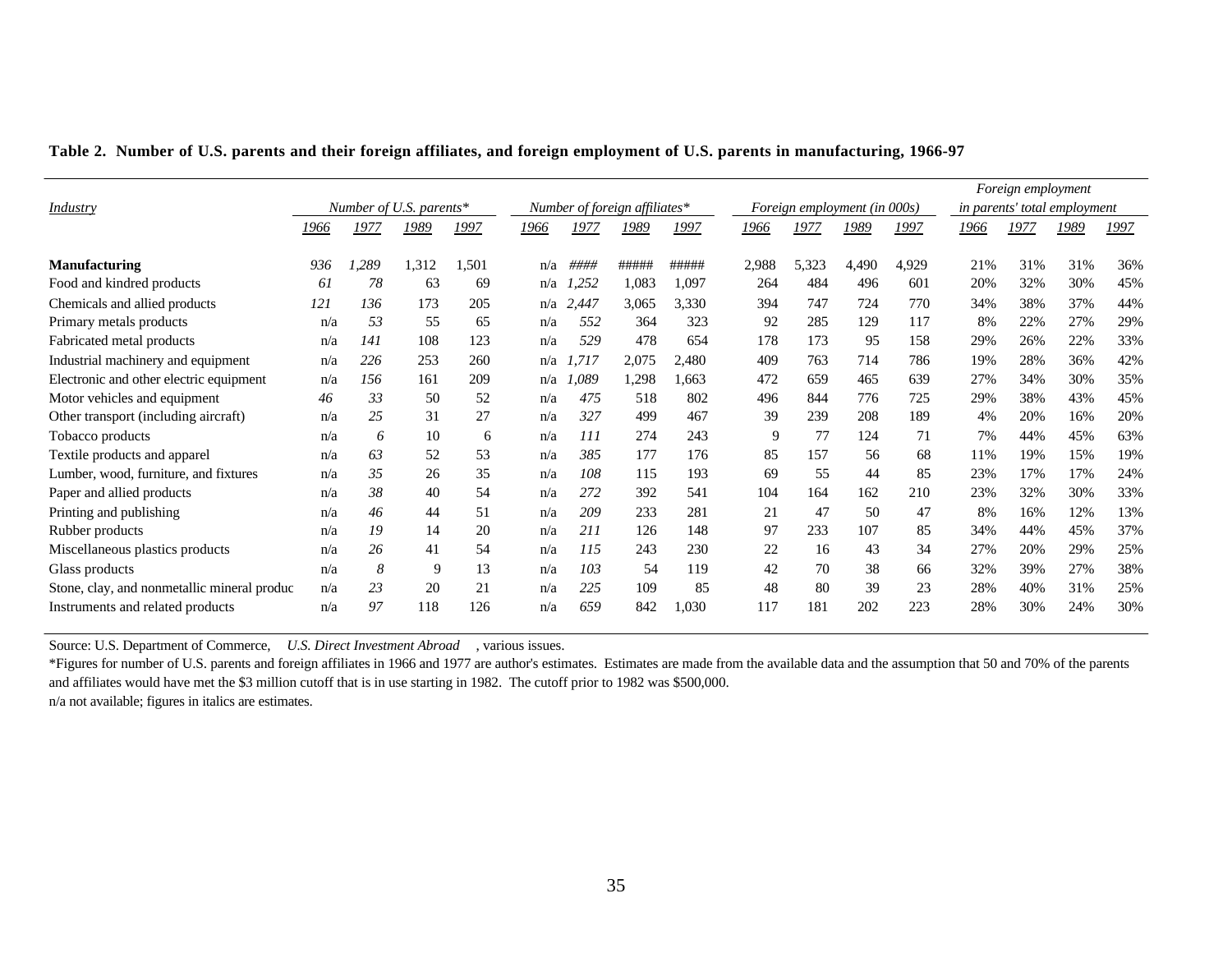**Table 2. Number of U.S. parents and their foreign affiliates, and foreign employment of U.S. parents in manufacturing, 1966-97**

| *Industry* | *Number of U.S. parents** | | | | *Number of foreign affiliates** | | | | *Foreign employment (in 000s)* | | | | *Foreign employment in parents' total employment* | | | |
|---|---|---|---|---|---|---|---|---|---|---|---|---|---|---|---|---|
| | *1966* | *1977* | *1989* | *1997* | *1966* | *1977* | *1989* | *1997* | *1966* | *1977* | *1989* | *1997* | *1966* | *1977* | *1989* | *1997* |
| **Manufacturing** | *936* | *1,289* | 1,312 | 1,501 | n/a | *####* | ##### | ##### | 2,988 | 5,323 | 4,490 | 4,929 | 21% | 31% | 31% | 36% |
| Food and kindred products | *61* | *78* | 63 | 69 | n/a | *1,252* | 1,083 | 1,097 | 264 | 484 | 496 | 601 | 20% | 32% | 30% | 45% |
| Chemicals and allied products | *121* | *136* | 173 | 205 | n/a | *2,447* | 3,065 | 3,330 | 394 | 747 | 724 | 770 | 34% | 38% | 37% | 44% |
| Primary metals products | n/a | *53* | 55 | 65 | n/a | *552* | 364 | 323 | 92 | 285 | 129 | 117 | 8% | 22% | 27% | 29% |
| Fabricated metal products | n/a | *141* | 108 | 123 | n/a | *529* | 478 | 654 | 178 | 173 | 95 | 158 | 29% | 26% | 22% | 33% |
| Industrial machinery and equipment | n/a | *226* | 253 | 260 | n/a | *1,717* | 2,075 | 2,480 | 409 | 763 | 714 | 786 | 19% | 28% | 36% | 42% |
| Electronic and other electric equipment | n/a | *156* | 161 | 209 | n/a | *1,089* | 1,298 | 1,663 | 472 | 659 | 465 | 639 | 27% | 34% | 30% | 35% |
| Motor vehicles and equipment | *46* | *33* | 50 | 52 | n/a | *475* | 518 | 802 | 496 | 844 | 776 | 725 | 29% | 38% | 43% | 45% |
| Other transport (including aircraft) | n/a | *25* | 31 | 27 | n/a | *327* | 499 | 467 | 39 | 239 | 208 | 189 | 4% | 20% | 16% | 20% |
| Tobacco products | n/a | *6* | 10 | 6 | n/a | *111* | 274 | 243 | 9 | 77 | 124 | 71 | 7% | 44% | 45% | 63% |
| Textile products and apparel | n/a | *63* | 52 | 53 | n/a | *385* | 177 | 176 | 85 | 157 | 56 | 68 | 11% | 19% | 15% | 19% |
| Lumber, wood, furniture, and fixtures | n/a | *35* | 26 | 35 | n/a | *108* | 115 | 193 | 69 | 55 | 44 | 85 | 23% | 17% | 17% | 24% |
| Paper and allied products | n/a | *38* | 40 | 54 | n/a | *272* | 392 | 541 | 104 | 164 | 162 | 210 | 23% | 32% | 30% | 33% |
| Printing and publishing | n/a | *46* | 44 | 51 | n/a | *209* | 233 | 281 | 21 | 47 | 50 | 47 | 8% | 16% | 12% | 13% |
| Rubber products | n/a | *19* | 14 | 20 | n/a | *211* | 126 | 148 | 97 | 233 | 107 | 85 | 34% | 44% | 45% | 37% |
| Miscellaneous plastics products | n/a | *26* | 41 | 54 | n/a | *115* | 243 | 230 | 22 | 16 | 43 | 34 | 27% | 20% | 29% | 25% |
| Glass products | n/a | *8* | 9 | 13 | n/a | *103* | 54 | 119 | 42 | 70 | 38 | 66 | 32% | 39% | 27% | 38% |
| Stone, clay, and nonmetallic mineral produc | n/a | *23* | 20 | 21 | n/a | *225* | 109 | 85 | 48 | 80 | 39 | 23 | 28% | 40% | 31% | 25% |
| Instruments and related products | n/a | *97* | 118 | 126 | n/a | *659* | 842 | 1,030 | 117 | 181 | 202 | 223 | 28% | 30% | 24% | 30% |

Source: U.S. Department of Commerce, *U.S. Direct Investment Abroad*, various issues.

*Figures for number of U.S. parents and foreign affiliates in 1966 and 1977 are author's estimates. Estimates are made from the available data and the assumption that 50 and 70% of the parents and affiliates would have met the $3 million cutoff that is in use starting in 1982. The cutoff prior to 1982 was $500,000.

n/a not available; figures in italics are estimates.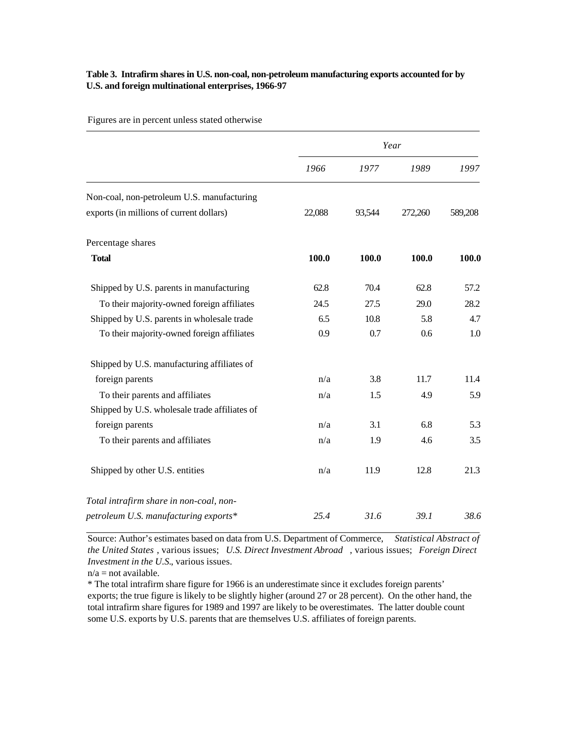**Table 3. Intrafirm shares in U.S. non-coal, non-petroleum manufacturing exports accounted for by U.S. and foreign multinational enterprises, 1966-97**

Figures are in percent unless stated otherwise

| | *Year* | | | |
|---|---|---|---|---|
| | *1966* | *1977* | *1989* | *1997* |
| Non-coal, non-petroleum U.S. manufacturing exports (in millions of current dollars) | 22,088 | 93,544 | 272,260 | 589,208 |
| Percentage shares | | | | |
| **Total** | **100.0** | **100.0** | **100.0** | **100.0** |
| Shipped by U.S. parents in manufacturing | 62.8 | 70.4 | 62.8 | 57.2 |
| To their majority-owned foreign affiliates | 24.5 | 27.5 | 29.0 | 28.2 |
| Shipped by U.S. parents in wholesale trade | 6.5 | 10.8 | 5.8 | 4.7 |
| To their majority-owned foreign affiliates | 0.9 | 0.7 | 0.6 | 1.0 |
| Shipped by U.S. manufacturing affiliates of foreign parents | n/a | 3.8 | 11.7 | 11.4 |
| To their parents and affiliates | n/a | 1.5 | 4.9 | 5.9 |
| Shipped by U.S. wholesale trade affiliates of foreign parents | n/a | 3.1 | 6.8 | 5.3 |
| To their parents and affiliates | n/a | 1.9 | 4.6 | 3.5 |
| Shipped by other U.S. entities | n/a | 11.9 | 12.8 | 21.3 |
| *Total intrafirm share in non-coal, non-petroleum U.S. manufacturing exports** | *25.4* | *31.6* | *39.1* | *38.6* |

Source: Author's estimates based on data from U.S. Department of Commerce, *Statistical Abstract of the United States*, various issues; *U.S. Direct Investment Abroad*, various issues; *Foreign Direct Investment in the U.S.*, various issues.

n/a = not available.

* The total intrafirm share figure for 1966 is an underestimate since it excludes foreign parents' exports; the true figure is likely to be slightly higher (around 27 or 28 percent). On the other hand, the total intrafirm share figures for 1989 and 1997 are likely to be overestimates. The latter double count some U.S. exports by U.S. parents that are themselves U.S. affiliates of foreign parents.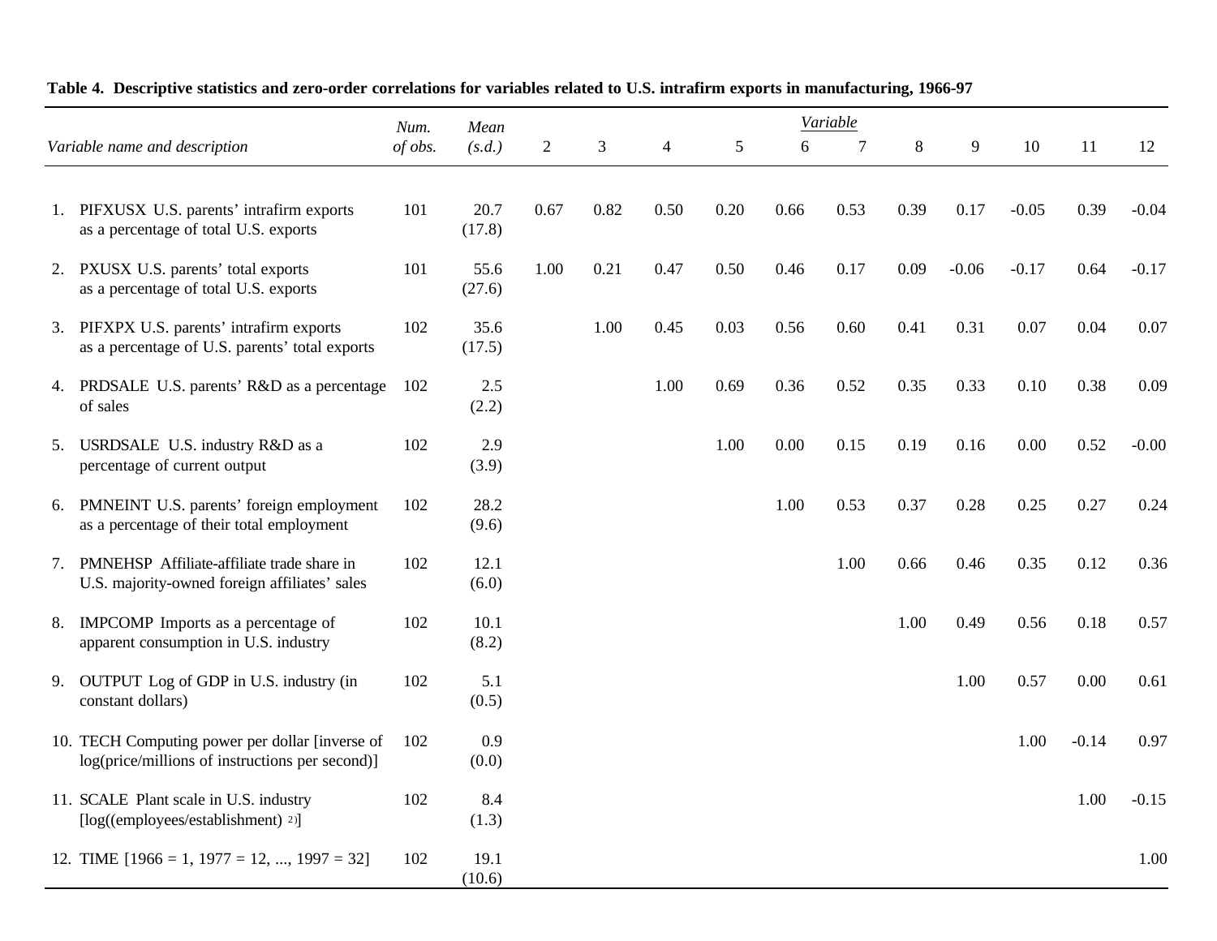**Table 4. Descriptive statistics and zero-order correlations for variables related to U.S. intrafirm exports in manufacturing, 1966-97**

| *Variable name and description* | *Num. of obs.* | *Mean (s.d.)* | *Variable* 2 | 3 | 4 | 5 | 6 | 7 | 8 | 9 | 10 | 11 | 12 |
|---|---|---|---|---|---|---|---|---|---|---|---|---|---|
| 1. PIFXUSX U.S. parents' intrafirm exports as a percentage of total U.S. exports | 101 | 20.7 (17.8) | 0.67 | 0.82 | 0.50 | 0.20 | 0.66 | 0.53 | 0.39 | 0.17 | -0.05 | 0.39 | -0.04 |
| 2. PXUSX U.S. parents' total exports as a percentage of total U.S. exports | 101 | 55.6 (27.6) | 1.00 | 0.21 | 0.47 | 0.50 | 0.46 | 0.17 | 0.09 | -0.06 | -0.17 | 0.64 | -0.17 |
| 3. PIFXPX U.S. parents' intrafirm exports as a percentage of U.S. parents' total exports | 102 | 35.6 (17.5) | | 1.00 | 0.45 | 0.03 | 0.56 | 0.60 | 0.41 | 0.31 | 0.07 | 0.04 | 0.07 |
| 4. PRDSALE U.S. parents' R&D as a percentage of sales | 102 | 2.5 (2.2) | | | 1.00 | 0.69 | 0.36 | 0.52 | 0.35 | 0.33 | 0.10 | 0.38 | 0.09 |
| 5. USRDSALE U.S. industry R&D as a percentage of current output | 102 | 2.9 (3.9) | | | | 1.00 | 0.00 | 0.15 | 0.19 | 0.16 | 0.00 | 0.52 | -0.00 |
| 6. PMNEINT U.S. parents' foreign employment as a percentage of their total employment | 102 | 28.2 (9.6) | | | | | 1.00 | 0.53 | 0.37 | 0.28 | 0.25 | 0.27 | 0.24 |
| 7. PMNEHSP Affiliate-affiliate trade share in U.S. majority-owned foreign affiliates' sales | 102 | 12.1 (6.0) | | | | | | 1.00 | 0.66 | 0.46 | 0.35 | 0.12 | 0.36 |
| 8. IMPCOMP Imports as a percentage of apparent consumption in U.S. industry | 102 | 10.1 (8.2) | | | | | | | 1.00 | 0.49 | 0.56 | 0.18 | 0.57 |
| 9. OUTPUT Log of GDP in U.S. industry (in constant dollars) | 102 | 5.1 (0.5) | | | | | | | | 1.00 | 0.57 | 0.00 | 0.61 |
| 10. TECH Computing power per dollar [inverse of log(price/millions of instructions per second)] | 102 | 0.9 (0.0) | | | | | | | | | 1.00 | -0.14 | 0.97 |
| 11. SCALE Plant scale in U.S. industry [log((employees/establishment) $^{2}$)] | 102 | 8.4 (1.3) | | | | | | | | | | 1.00 | -0.15 |
| 12. TIME [1966 = 1, 1977 = 12, ..., 1997 = 32] | 102 | 19.1 (10.6) | | | | | | | | | | | 1.00 |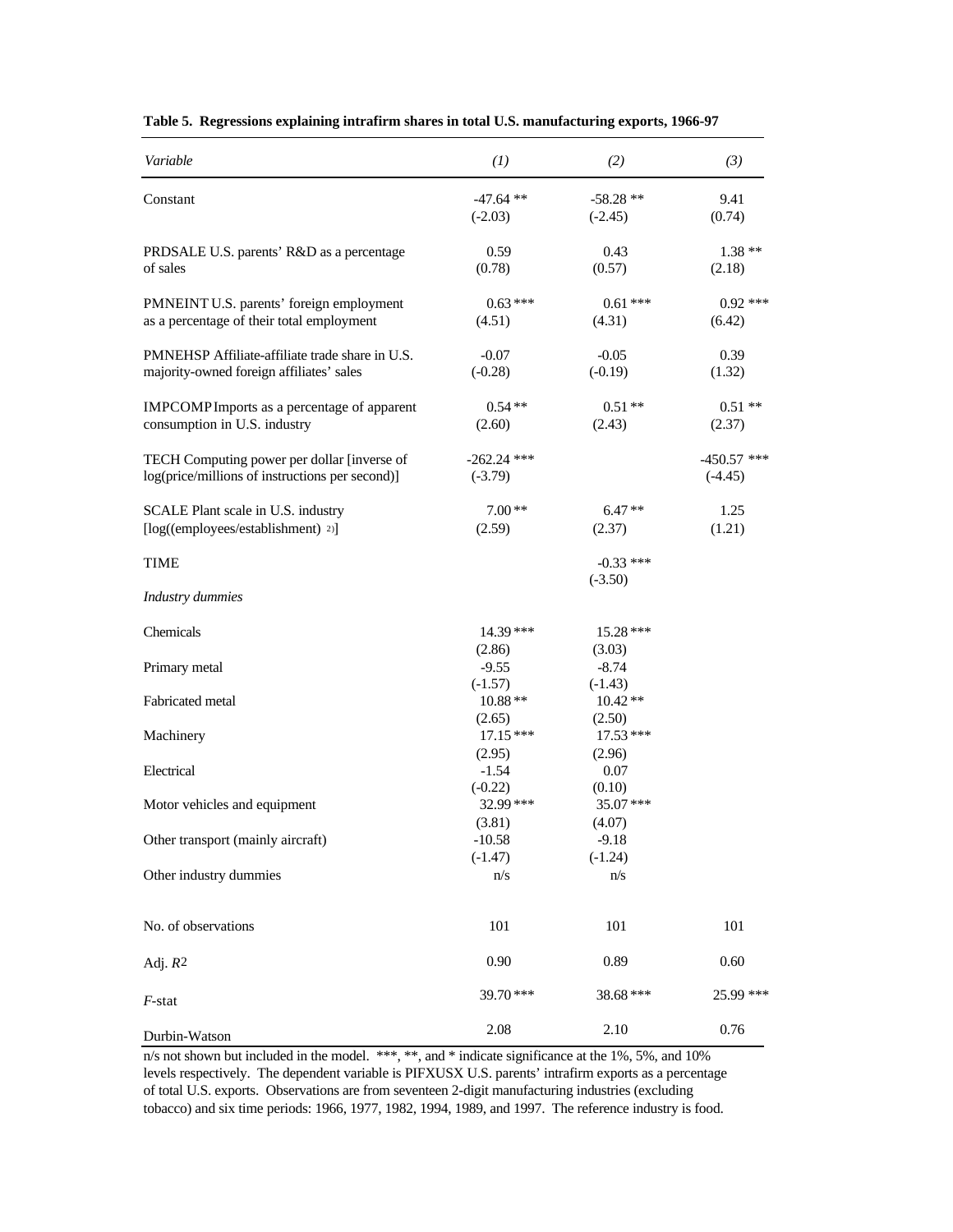**Table 5. Regressions explaining intrafirm shares in total U.S. manufacturing exports, 1966-97**

| *Variable* | *(1)* | *(2)* | *(3)* |
|---|---|---|---|
| Constant | -47.64 ** | -58.28 ** | 9.41 |
| | (-2.03) | (-2.45) | (0.74) |
| PRDSALE U.S. parents' R&D as a percentage of sales | 0.59 | 0.43 | 1.38 ** |
| | (0.78) | (0.57) | (2.18) |
| PMNEINT U.S. parents' foreign employment as a percentage of their total employment | 0.63 *** | 0.61 *** | 0.92 *** |
| | (4.51) | (4.31) | (6.42) |
| PMNEHSP Affiliate-affiliate trade share in U.S. majority-owned foreign affiliates' sales | -0.07 | -0.05 | 0.39 |
| | (-0.28) | (-0.19) | (1.32) |
| IMPCOMP Imports as a percentage of apparent consumption in U.S. industry | 0.54 ** | 0.51 ** | 0.51 ** |
| | (2.60) | (2.43) | (2.37) |
| TECH Computing power per dollar [inverse of log(price/millions of instructions per second)] | -262.24 *** | | -450.57 *** |
| | (-3.79) | | (-4.45) |
| SCALE Plant scale in U.S. industry [log((employees/establishment) $^2$)] | 7.00 ** | 6.47 ** | 1.25 |
| | (2.59) | (2.37) | (1.21) |
| TIME | | -0.33 *** | |
| | | (-3.50) | |
| *Industry dummies* | | | |
| Chemicals | 14.39 *** | 15.28 *** | |
| | (2.86) | (3.03) | |
| Primary metal | -9.55 | -8.74 | |
| | (-1.57) | (-1.43) | |
| Fabricated metal | 10.88 ** | 10.42 ** | |
| | (2.65) | (2.50) | |
| Machinery | 17.15 *** | 17.53 *** | |
| | (2.95) | (2.96) | |
| Electrical | -1.54 | 0.07 | |
| | (-0.22) | (0.10) | |
| Motor vehicles and equipment | 32.99 *** | 35.07 *** | |
| | (3.81) | (4.07) | |
| Other transport (mainly aircraft) | -10.58 | -9.18 | |
| | (-1.47) | (-1.24) | |
| Other industry dummies | n/s | n/s | |
| No. of observations | 101 | 101 | 101 |
| Adj. $R^2$ | 0.90 | 0.89 | 0.60 |
| *F*-stat | 39.70 *** | 38.68 *** | 25.99 *** |
| Durbin-Watson | 2.08 | 2.10 | 0.76 |

n/s not shown but included in the model. ***, **, and * indicate significance at the 1%, 5%, and 10% levels respectively. The dependent variable is PIFXUSX U.S. parents' intrafirm exports as a percentage of total U.S. exports. Observations are from seventeen 2-digit manufacturing industries (excluding tobacco) and six time periods: 1966, 1977, 1982, 1994, 1989, and 1997. The reference industry is food.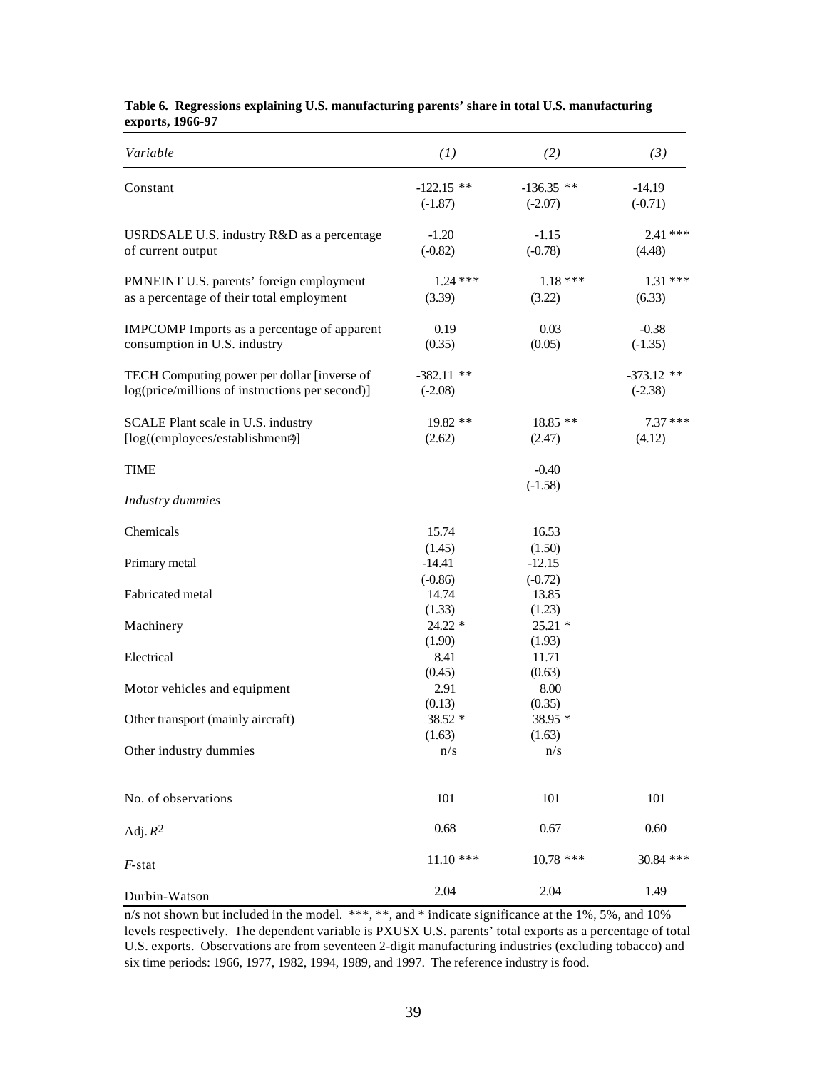**Table 6. Regressions explaining U.S. manufacturing parents' share in total U.S. manufacturing exports, 1966-97**

| *Variable* | *(1)* | *(2)* | *(3)* |
|---|---|---|---|
| Constant | -122.15 ** | -136.35 ** | -14.19 |
| | (-1.87) | (-2.07) | (-0.71) |
| USRDSALE U.S. industry R&D as a percentage of current output | -1.20 | -1.15 | 2.41 *** |
| | (-0.82) | (-0.78) | (4.48) |
| PMNEINT U.S. parents' foreign employment as a percentage of their total employment | 1.24 *** | 1.18 *** | 1.31 *** |
| | (3.39) | (3.22) | (6.33) |
| IMPCOMP Imports as a percentage of apparent consumption in U.S. industry | 0.19 | 0.03 | -0.38 |
| | (0.35) | (0.05) | (-1.35) |
| TECH Computing power per dollar [inverse of log(price/millions of instructions per second)] | -382.11 ** | | -373.12 ** |
| | (-2.08) | | (-2.38) |
| SCALE Plant scale in U.S. industry [log((employees/establishment)²)] | 19.82 ** | 18.85 ** | 7.37 *** |
| | (2.62) | (2.47) | (4.12) |
| TIME | | -0.40 | |
| | | (-1.58) | |
| *Industry dummies* | | | |
| Chemicals | 15.74 | 16.53 | |
| | (1.45) | (1.50) | |
| Primary metal | -14.41 | -12.15 | |
| | (-0.86) | (-0.72) | |
| Fabricated metal | 14.74 | 13.85 | |
| | (1.33) | (1.23) | |
| Machinery | 24.22 * | 25.21 * | |
| | (1.90) | (1.93) | |
| Electrical | 8.41 | 11.71 | |
| | (0.45) | (0.63) | |
| Motor vehicles and equipment | 2.91 | 8.00 | |
| | (0.13) | (0.35) | |
| Other transport (mainly aircraft) | 38.52 * | 38.95 * | |
| | (1.63) | (1.63) | |
| Other industry dummies | n/s | n/s | |
| No. of observations | 101 | 101 | 101 |
| Adj. $R^2$ | 0.68 | 0.67 | 0.60 |
| *F*-stat | 11.10 *** | 10.78 *** | 30.84 *** |
| Durbin-Watson | 2.04 | 2.04 | 1.49 |

n/s not shown but included in the model. ***, **, and * indicate significance at the 1%, 5%, and 10% levels respectively. The dependent variable is PXUSX U.S. parents' total exports as a percentage of total U.S. exports. Observations are from seventeen 2-digit manufacturing industries (excluding tobacco) and six time periods: 1966, 1977, 1982, 1994, 1989, and 1997. The reference industry is food.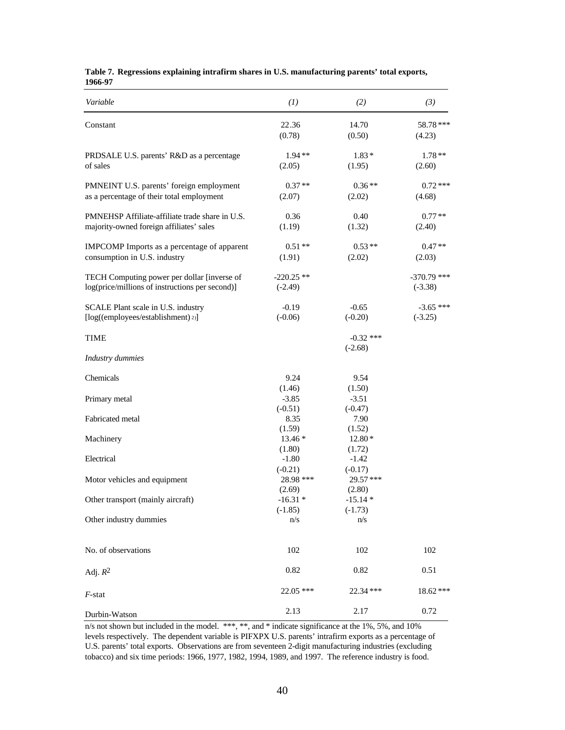**Table 7. Regressions explaining intrafirm shares in U.S. manufacturing parents' total exports, 1966-97**

| *Variable* | *(1)* | *(2)* | *(3)* |
|---|---|---|---|
| Constant | 22.36 | 14.70 | 58.78 *** |
| | (0.78) | (0.50) | (4.23) |
| PRDSALE U.S. parents' R&D as a percentage of sales | 1.94 ** | 1.83 * | 1.78 ** |
| | (2.05) | (1.95) | (2.60) |
| PMNEINT U.S. parents' foreign employment as a percentage of their total employment | 0.37 ** | 0.36 ** | 0.72 *** |
| | (2.07) | (2.02) | (4.68) |
| PMNEHSP Affiliate-affiliate trade share in U.S. majority-owned foreign affiliates' sales | 0.36 | 0.40 | 0.77 ** |
| | (1.19) | (1.32) | (2.40) |
| IMPCOMP Imports as a percentage of apparent consumption in U.S. industry | 0.51 ** | 0.53 ** | 0.47 ** |
| | (1.91) | (2.02) | (2.03) |
| TECH Computing power per dollar [inverse of log(price/millions of instructions per second)] | -220.25 ** | | -370.79 *** |
| | (-2.49) | | (-3.38) |
| SCALE Plant scale in U.S. industry [log((employees/establishment) 2)] | -0.19 | -0.65 | -3.65 *** |
| | (-0.06) | (-0.20) | (-3.25) |
| TIME | | -0.32 *** | |
| | | (-2.68) | |
| *Industry dummies* | | | |
| Chemicals | 9.24 | 9.54 | |
| | (1.46) | (1.50) | |
| Primary metal | -3.85 | -3.51 | |
| | (-0.51) | (-0.47) | |
| Fabricated metal | 8.35 | 7.90 | |
| | (1.59) | (1.52) | |
| Machinery | 13.46 * | 12.80 * | |
| | (1.80) | (1.72) | |
| Electrical | -1.80 | -1.42 | |
| | (-0.21) | (-0.17) | |
| Motor vehicles and equipment | 28.98 *** | 29.57 *** | |
| | (2.69) | (2.80) | |
| Other transport (mainly aircraft) | -16.31 * | -15.14 * | |
| | (-1.85) | (-1.73) | |
| Other industry dummies | n/s | n/s | |
| No. of observations | 102 | 102 | 102 |
| Adj. $R^2$ | 0.82 | 0.82 | 0.51 |
| *F*-stat | 22.05 *** | 22.34 *** | 18.62 *** |
| Durbin-Watson | 2.13 | 2.17 | 0.72 |

n/s not shown but included in the model. ***, **, and * indicate significance at the 1%, 5%, and 10% levels respectively. The dependent variable is PIFXPX U.S. parents' intrafirm exports as a percentage of U.S. parents' total exports. Observations are from seventeen 2-digit manufacturing industries (excluding tobacco) and six time periods: 1966, 1977, 1982, 1994, 1989, and 1997. The reference industry is food.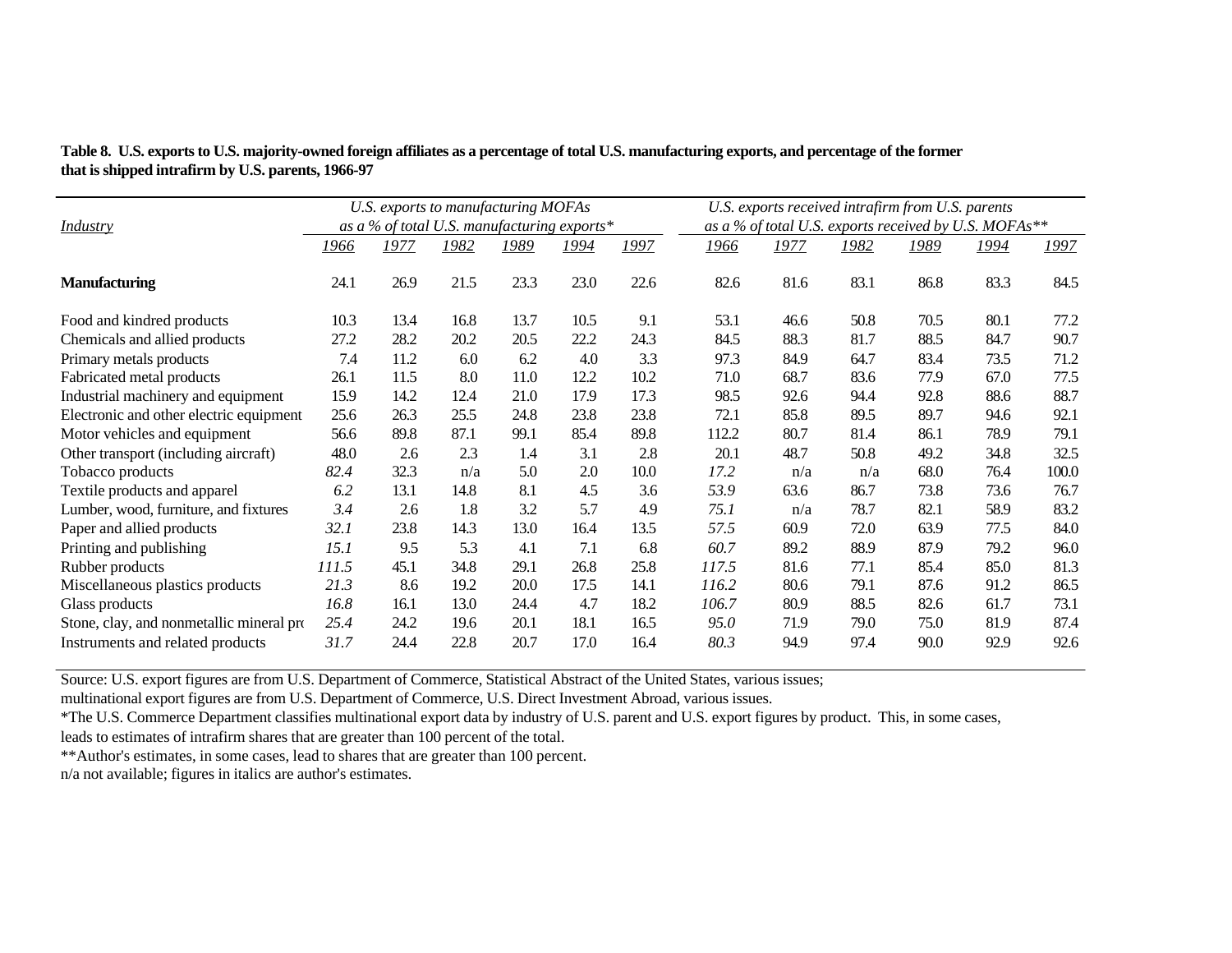**Table 8. U.S. exports to U.S. majority-owned foreign affiliates as a percentage of total U.S. manufacturing exports, and percentage of the former that is shipped intrafirm by U.S. parents, 1966-97**

| *Industry* | *U.S. exports to manufacturing MOFAs as a % of total U.S. manufacturing exports** | | | | | | *U.S. exports received intrafirm from U.S. parents as a % of total U.S. exports received by U.S. MOFAs*** | | | | | |
|---|---|---|---|---|---|---|---|---|---|---|---|---|
| | *1966* | *1977* | *1982* | *1989* | *1994* | *1997* | *1966* | *1977* | *1982* | *1989* | *1994* | *1997* |
| **Manufacturing** | 24.1 | 26.9 | 21.5 | 23.3 | 23.0 | 22.6 | 82.6 | 81.6 | 83.1 | 86.8 | 83.3 | 84.5 |
| Food and kindred products | 10.3 | 13.4 | 16.8 | 13.7 | 10.5 | 9.1 | 53.1 | 46.6 | 50.8 | 70.5 | 80.1 | 77.2 |
| Chemicals and allied products | 27.2 | 28.2 | 20.2 | 20.5 | 22.2 | 24.3 | 84.5 | 88.3 | 81.7 | 88.5 | 84.7 | 90.7 |
| Primary metals products | 7.4 | 11.2 | 6.0 | 6.2 | 4.0 | 3.3 | 97.3 | 84.9 | 64.7 | 83.4 | 73.5 | 71.2 |
| Fabricated metal products | 26.1 | 11.5 | 8.0 | 11.0 | 12.2 | 10.2 | 71.0 | 68.7 | 83.6 | 77.9 | 67.0 | 77.5 |
| Industrial machinery and equipment | 15.9 | 14.2 | 12.4 | 21.0 | 17.9 | 17.3 | 98.5 | 92.6 | 94.4 | 92.8 | 88.6 | 88.7 |
| Electronic and other electric equipment | 25.6 | 26.3 | 25.5 | 24.8 | 23.8 | 23.8 | 72.1 | 85.8 | 89.5 | 89.7 | 94.6 | 92.1 |
| Motor vehicles and equipment | 56.6 | 89.8 | 87.1 | 99.1 | 85.4 | 89.8 | 112.2 | 80.7 | 81.4 | 86.1 | 78.9 | 79.1 |
| Other transport (including aircraft) | 48.0 | 2.6 | 2.3 | 1.4 | 3.1 | 2.8 | 20.1 | 48.7 | 50.8 | 49.2 | 34.8 | 32.5 |
| Tobacco products | *82.4* | 32.3 | n/a | 5.0 | 2.0 | 10.0 | *17.2* | n/a | n/a | 68.0 | 76.4 | 100.0 |
| Textile products and apparel | *6.2* | 13.1 | 14.8 | 8.1 | 4.5 | 3.6 | *53.9* | 63.6 | 86.7 | 73.8 | 73.6 | 76.7 |
| Lumber, wood, furniture, and fixtures | *3.4* | 2.6 | 1.8 | 3.2 | 5.7 | 4.9 | *75.1* | n/a | 78.7 | 82.1 | 58.9 | 83.2 |
| Paper and allied products | *32.1* | 23.8 | 14.3 | 13.0 | 16.4 | 13.5 | *57.5* | 60.9 | 72.0 | 63.9 | 77.5 | 84.0 |
| Printing and publishing | *15.1* | 9.5 | 5.3 | 4.1 | 7.1 | 6.8 | *60.7* | 89.2 | 88.9 | 87.9 | 79.2 | 96.0 |
| Rubber products | *111.5* | 45.1 | 34.8 | 29.1 | 26.8 | 25.8 | *117.5* | 81.6 | 77.1 | 85.4 | 85.0 | 81.3 |
| Miscellaneous plastics products | *21.3* | 8.6 | 19.2 | 20.0 | 17.5 | 14.1 | *116.2* | 80.6 | 79.1 | 87.6 | 91.2 | 86.5 |
| Glass products | *16.8* | 16.1 | 13.0 | 24.4 | 4.7 | 18.2 | *106.7* | 80.9 | 88.5 | 82.6 | 61.7 | 73.1 |
| Stone, clay, and nonmetallic mineral pro | *25.4* | 24.2 | 19.6 | 20.1 | 18.1 | 16.5 | *95.0* | 71.9 | 79.0 | 75.0 | 81.9 | 87.4 |
| Instruments and related products | *31.7* | 24.4 | 22.8 | 20.7 | 17.0 | 16.4 | *80.3* | 94.9 | 97.4 | 90.0 | 92.9 | 92.6 |

Source: U.S. export figures are from U.S. Department of Commerce, Statistical Abstract of the United States, various issues;
multinational export figures are from U.S. Department of Commerce, U.S. Direct Investment Abroad, various issues.

*The U.S. Commerce Department classifies multinational export data by industry of U.S. parent and U.S. export figures by product. This, in some cases, leads to estimates of intrafirm shares that are greater than 100 percent of the total.

**Author's estimates, in some cases, lead to shares that are greater than 100 percent.

n/a not available; figures in italics are author's estimates.